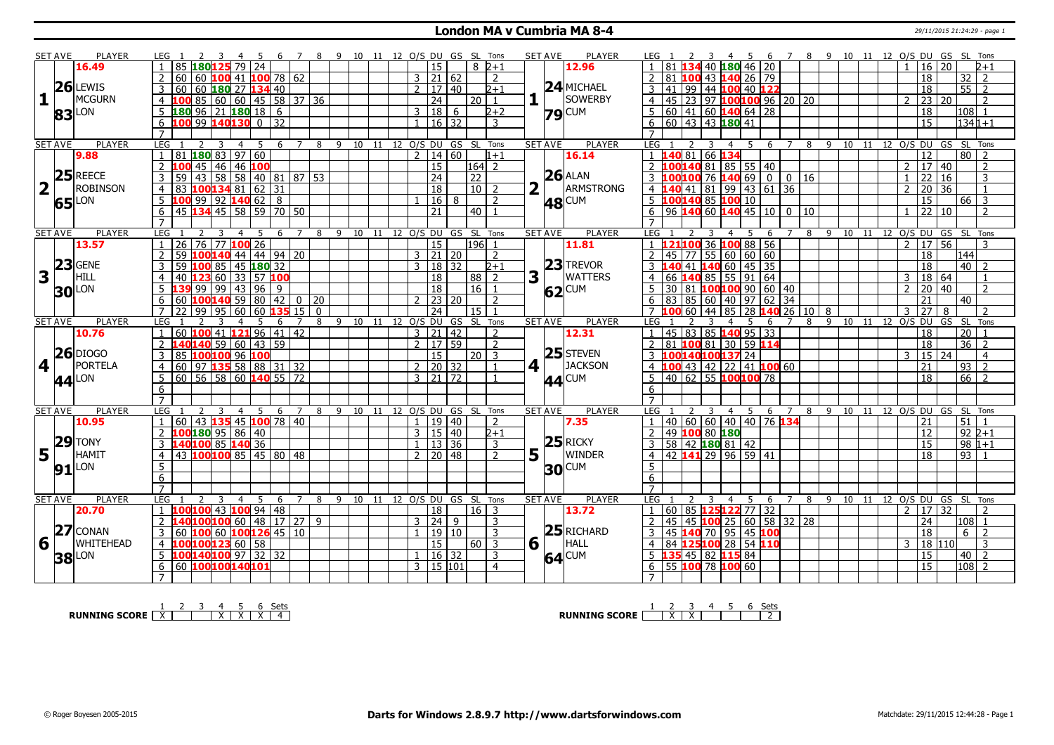# London MA v Cumbria MA 8-4

29/11/2015 21:24:29 - page 1

| SET AVE | PLAYER | LEG | 1 | 2 | 3 | 4 | 5 | 6 | 7 | 8 | 9 | 10 | 11 | 12 | O/S | DU | GS | SL | Tons | SET AVE | PLAYER | LEG | 1 | 2 | 3 | 4 | 5 | 6 | 7 | 8 | 9 | 10 | 11 | 12 | O/S | DU | GS | SL | Tons |
|---|---|---|---|---|---|---|---|---|---|---|---|---|---|---|---|---|---|---|---|---|---|---|---|---|---|---|---|---|---|---|---|---|---|---|---|---|---|---|---|
| 16.49 | 1 LEWIS MCGURN LON | 1 | 85 | 180 | 125 | 79 | 24 | | | | | | | | | 15 | | 8 | 2+1 | 12.96 | 1 MICHAEL SOWERBY CUM | 1 | 81 | 134 | 40 | 180 | 46 | 20 | | | | | | | 1 | 16 | 20 | | 2+1 |
| 26 | | 2 | 60 | 60 | 100 | 41 | 100 | 78 | 62 | | | | | | 3 | 21 | 62 | | 2 | 24 | | 2 | 81 | 100 | 43 | 140 | 26 | 79 | | | | | | | | 18 | | 32 | 2 |
| 83 | | 3 | 60 | 60 | 180 | 27 | 134 | 40 | | | | | | | 2 | 17 | 40 | | 2+1 | 79 | | 3 | 41 | 99 | 44 | 100 | 40 | 122 | | | | | | | | 18 | | 55 | 2 |
| | | 4 | 100 | 85 | 60 | 60 | 45 | 58 | 37 | 36 | | | | | | 24 | | 20 | 1 | | | 4 | 45 | 23 | 97 | 100 | 100 | 96 | 20 | 20 | | | | | 2 | 23 | 20 | | 2 |
| | | 5 | 180 | 96 | 21 | 180 | 18 | 6 | | | | | | | 3 | 18 | 6 | | 2+2 | | | 5 | 60 | 41 | 60 | 140 | 64 | 28 | | | | | | | | 18 | | 108 | 1 |
| | | 6 | 100 | 99 | 140 | 130 | 0 | 32 | | | | | | | 1 | 16 | 32 | | 3 | | | 6 | 60 | 43 | 43 | 180 | 41 | | | | | | | | | 15 | | 134 | 1+1 |
| | | 7 | | | | | | | | | | | | | | | | | | | | 7 | | | | | | | | | | | | | | | | | |
| 9.88 | 2 REECE ROBINSON LON | 1 | 81 | 180 | 83 | 97 | 60 | | | | | | | | 2 | 14 | 60 | | 1+1 | 16.14 | 2 ALAN ARMSTRONG CUM | 1 | 140 | 81 | 66 | 134 | | | | | | | | | | 12 | | 80 | 2 |
| 25 | | 2 | 100 | 45 | 46 | 46 | 100 | | | | | | | | | 15 | | 164 | 2 | 26 | | 2 | 100 | 140 | 81 | 85 | 55 | 40 | | | | | | | 2 | 17 | 40 | | 2 |
| 65 | | 3 | 59 | 43 | 58 | 58 | 40 | 81 | 87 | 53 | | | | | | 24 | | 22 | | 48 | | 3 | 100 | 100 | 76 | 140 | 69 | 0 | 0 | 16 | | | | | 1 | 22 | 16 | | 3 |
| | | 4 | 83 | 100 | 134 | 81 | 62 | 31 | | | | | | | | 18 | | 10 | 2 | | | 4 | 140 | 41 | 81 | 99 | 43 | 61 | 36 | | | | | | 2 | 20 | 36 | | 1 |
| | | 5 | 100 | 99 | 92 | 140 | 62 | 8 | | | | | | | 1 | 16 | 8 | | 2 | | | 5 | 100 | 140 | 85 | 100 | 10 | | | | | | | | | 15 | | 66 | 3 |
| | | 6 | 45 | 134 | 45 | 58 | 59 | 70 | 50 | | | | | | | 21 | | 40 | 1 | | | 6 | 96 | 140 | 60 | 140 | 45 | 10 | 0 | 10 | | | | | 1 | 22 | 10 | | 2 |
| | | 7 | | | | | | | | | | | | | | | | | | | | 7 | | | | | | | | | | | | | | | | | |
| 13.57 | 3 GENE HILL LON | 1 | 26 | 76 | 77 | 100 | 26 | | | | | | | | | 15 | | 196 | 1 | 11.81 | 3 TREVOR WATTERS CUM | 1 | 121 | 100 | 36 | 100 | 88 | 56 | | | | | | | 2 | 17 | 56 | | 3 |
| 23 | | 2 | 59 | 100 | 140 | 44 | 44 | 94 | 20 | | | | | | 3 | 21 | 20 | | 2 | 23 | | 2 | 45 | 77 | 55 | 60 | 60 | 60 | | | | | | | | 18 | | 144 | |
| 30 | | 3 | 59 | 100 | 85 | 45 | 180 | 32 | | | | | | | 3 | 18 | 32 | | 2+1 | 62 | | 3 | 140 | 41 | 140 | 60 | 45 | 35 | | | | | | | | 18 | | 40 | 2 |
| | | 4 | 40 | 123 | 60 | 33 | 57 | 100 | | | | | | | | 18 | | 88 | 2 | | | 4 | 66 | 140 | 85 | 55 | 91 | 64 | | | | | | | 3 | 18 | 64 | | 1 |
| | | 5 | 139 | 99 | 99 | 43 | 96 | 9 | | | | | | | | 18 | | 16 | 1 | | | 5 | 30 | 81 | 100 | 100 | 90 | 60 | 40 | | | | | | 2 | 20 | 40 | | 2 |
| | | 6 | 60 | 100 | 140 | 59 | 80 | 42 | 0 | 20 | | | | | 2 | 23 | 20 | | 2 | | | 6 | 83 | 85 | 60 | 40 | 97 | 62 | 34 | | | | | | | 21 | | 40 | |
| | | 7 | 22 | 99 | 95 | 60 | 60 | 135 | 15 | 0 | | | | | | 24 | | 15 | 1 | | | 7 | 100 | 60 | 44 | 85 | 28 | 140 | 26 | 10 | 8 | | | | 3 | 27 | 8 | | 2 |
| 10.76 | 4 DIOGO PORTELA LON | 1 | 60 | 100 | 41 | 121 | 96 | 41 | 42 | | | | | | 3 | 21 | 42 | | 2 | 12.31 | 4 STEVEN JACKSON CUM | 1 | 45 | 83 | 85 | 140 | 95 | 33 | | | | | | | | 18 | | 20 | 1 |
| 26 | | 2 | 140 | 140 | 59 | 60 | 43 | 59 | | | | | | | 2 | 17 | 59 | | 2 | 25 | | 2 | 81 | 100 | 81 | 30 | 59 | 114 | | | | | | | | 18 | | 36 | 2 |
| 44 | | 3 | 85 | 100 | 100 | 96 | 100 | | | | | | | | | 15 | | 20 | 3 | 44 | | 3 | 100 | 140 | 100 | 137 | 24 | | | | | | | | 3 | 15 | 24 | | 4 |
| | | 4 | 60 | 97 | 135 | 58 | 88 | 31 | 32 | | | | | | 2 | 20 | 32 | | 1 | | | 4 | 100 | 43 | 42 | 22 | 41 | 100 | 60 | | | | | | | 21 | | 93 | 2 |
| | | 5 | 60 | 56 | 58 | 60 | 140 | 55 | 72 | | | | | | 3 | 21 | 72 | | 1 | | | 5 | 40 | 62 | 55 | 100 | 100 | 78 | | | | | | | | 18 | | 66 | 2 |
| | | 6 | | | | | | | | | | | | | | | | | | | | 6 | | | | | | | | | | | | | | | | | |
| | | 7 | | | | | | | | | | | | | | | | | | | | 7 | | | | | | | | | | | | | | | | | |
| 10.95 | 5 TONY HAMIT LON | 1 | 60 | 43 | 135 | 45 | 100 | 78 | 40 | | | | | | 1 | 19 | 40 | | 2 | 7.35 | 5 RICKY WINDER CUM | 1 | 40 | 60 | 60 | 40 | 40 | 76 | 134 | | | | | | | 21 | | 51 | 1 |
| 29 | | 2 | 100 | 180 | 95 | 86 | 40 | | | | | | | | 3 | 15 | 40 | | 2+1 | 25 | | 2 | 49 | 100 | 80 | 180 | | | | | | | | | | 12 | | 92 | 2+1 |
| 91 | | 3 | 140 | 100 | 85 | 140 | 36 | | | | | | | | 1 | 13 | 36 | | 3 | 30 | | 3 | 58 | 42 | 180 | 81 | 42 | | | | | | | | | 15 | | 98 | 1+1 |
| | | 4 | 43 | 100 | 100 | 85 | 45 | 80 | 48 | | | | | | 2 | 20 | 48 | | 2 | | | 4 | 42 | 141 | 29 | 96 | 59 | 41 | | | | | | | | 18 | | 93 | 1 |
| | | 5 | | | | | | | | | | | | | | | | | | | | 5 | | | | | | | | | | | | | | | | | |
| | | 6 | | | | | | | | | | | | | | | | | | | | 6 | | | | | | | | | | | | | | | | | |
| | | 7 | | | | | | | | | | | | | | | | | | | | 7 | | | | | | | | | | | | | | | | | |
| 20.70 | 6 CONAN WHITEHEAD LON | 1 | 100 | 100 | 43 | 100 | 94 | 48 | | | | | | | | 18 | | 16 | 3 | 13.72 | 6 RICHARD HALL CUM | 1 | 60 | 85 | 125 | 122 | 77 | 32 | | | | | | | 2 | 17 | 32 | | 2 |
| 27 | | 2 | 140 | 100 | 100 | 60 | 48 | 17 | 27 | 9 | | | | | 3 | 24 | 9 | | 3 | 25 | | 2 | 45 | 45 | 100 | 25 | 60 | 58 | 32 | 28 | | | | | | 24 | | 108 | 1 |
| 38 | | 3 | 60 | 100 | 60 | 100 | 126 | 45 | 10 | | | | | | 1 | 19 | 10 | | 3 | 64 | | 3 | 45 | 140 | 70 | 95 | 45 | 100 | | | | | | | | 18 | | 6 | 2 |
| | | 4 | 100 | 100 | 123 | 60 | 58 | | | | | | | | | 15 | | 60 | 3 | | | 4 | 84 | 125 | 100 | 28 | 54 | 110 | | | | | | | 3 | 18 | 110 | | 3 |
| | | 5 | 100 | 140 | 100 | 97 | 32 | 32 | | | | | | | 1 | 16 | 32 | | 3 | | | 5 | 135 | 45 | 82 | 115 | 84 | | | | | | | | | 15 | | 40 | 2 |
| | | 6 | 60 | 100 | 100 | 140 | 101 | | | | | | | | 3 | 15 | 101 | | 4 | | | 6 | 55 | 100 | 78 | 100 | 60 | | | | | | | | | 15 | | 108 | 2 |
| | | 7 | | | | | | | | | | | | | | | | | | | | 7 | | | | | | | | | | | | | | | | | |

| RUNNING SCORE | 1 | 2 | 3 | 4 | 5 | 6 | Sets |
|---|---|---|---|---|---|---|---|
| London | X | | | X | X | X | 4 |
| Cumbria | | X | X | | | | 2 |

© Roger Boyesen 2005-2015 | **Darts for Windows 2.8.9.7 http://www.dartsforwindows.com** | Matchdate: 29/11/2015 12:44:28 - Page 1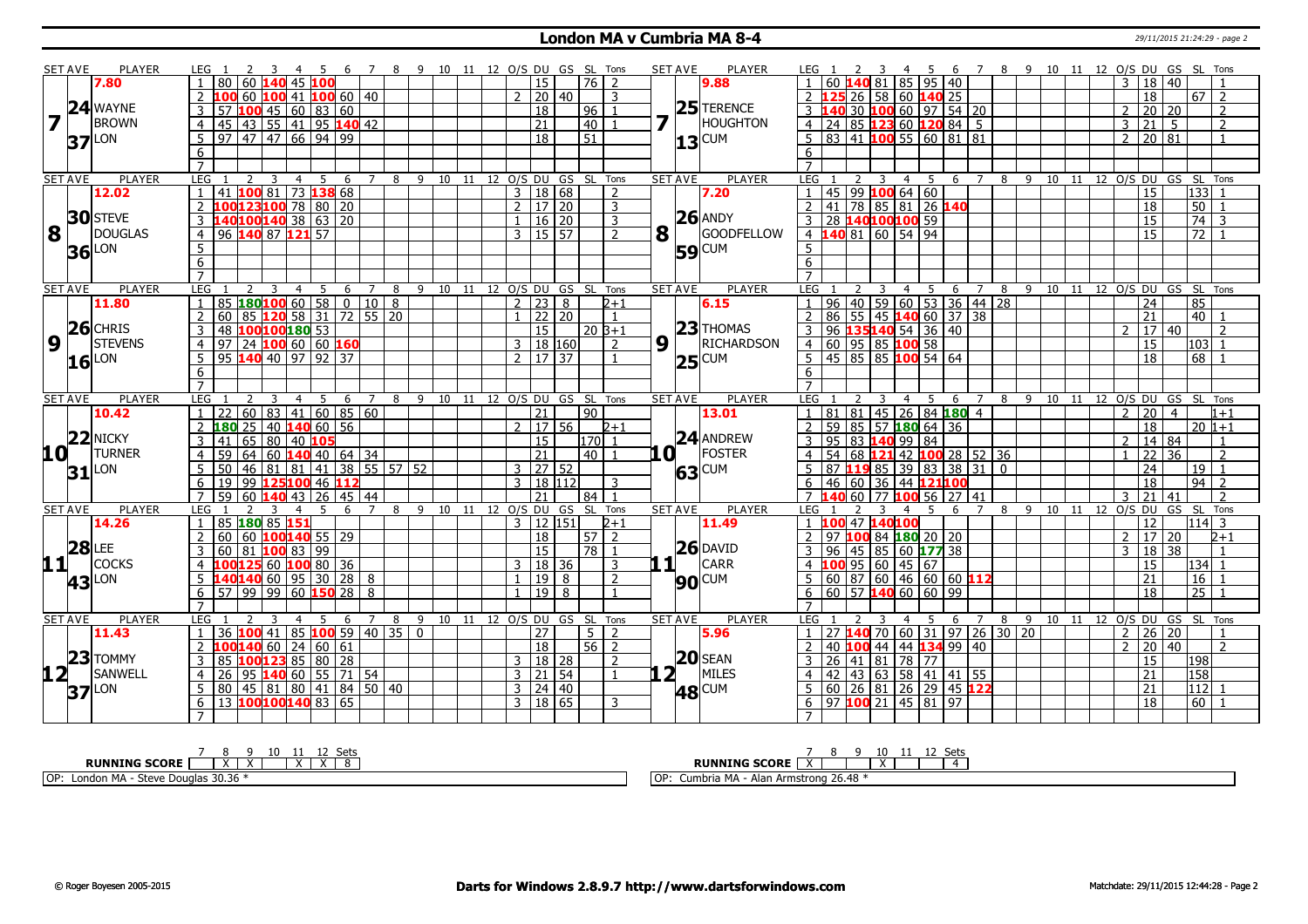# London MA v Cumbria MA 8-4

29/11/2015 21:24:29 - page 2

| SET AVE | PLAYER | LEG | 1 | 2 | 3 | 4 | 5 | 6 | 7 | 8 | 9 | 10 | 11 | 12 | O/S | DU | GS | SL | Tons | SET AVE | PLAYER | LEG | 1 | 2 | 3 | 4 | 5 | 6 | 7 | 8 | 9 | 10 | 11 | 12 | O/S | DU | GS | SL | Tons |
|---|---|---|---|---|---|---|---|---|---|---|---|---|---|---|---|---|---|---|---|---|---|---|---|---|---|---|---|---|---|---|---|---|---|---|---|---|---|---|---|
| 7.80 | 7 WAYNE BROWN LON | 1 | 80 | 60 | 140 | 45 | 100 | | | | | | | | | 15 | | 76 | 2 | 9.88 | 7 TERENCE HOUGHTON CUM | 1 | 60 | 140 | 81 | 85 | 95 | 40 | | | | | | | 3 | 18 | 40 | | 1 |
| 24 | | 2 | 100 | 60 | 100 | 41 | 100 | 60 | 40 | | | | | | 2 | 20 | 40 | | 3 | 25 | | 2 | 125 | 26 | 58 | 60 | 140 | 25 | | | | | | | | 18 | | 67 | 2 |
| 37 | | 3 | 57 | 100 | 45 | 60 | 83 | 60 | | | | | | | | 18 | | 96 | 1 | 13 | | 3 | 140 | 30 | 100 | 60 | 97 | 54 | 20 | | | | | | 2 | 20 | 20 | | 2 |
| | | 4 | 45 | 43 | 55 | 41 | 95 | 140 | 42 | | | | | | | 21 | | 40 | 1 | | | 4 | 24 | 85 | 123 | 60 | 120 | 84 | 5 | | | | | | 3 | 21 | 5 | | 2 |
| | | 5 | 97 | 47 | 47 | 66 | 94 | 99 | | | | | | | | 18 | | 51 | | | | 5 | 83 | 41 | 100 | 55 | 60 | 81 | 81 | | | | | | 2 | 20 | 81 | | 1 |
| 12.02 | 8 STEVE DOUGLAS LON | 1 | 41 | 100 | 81 | 73 | 138 | 68 | | | | | | | 3 | 18 | 68 | | 2 | 7.20 | 8 ANDY GOODFELLOW CUM | 1 | 45 | 99 | 100 | 64 | 60 | | | | | | | | | 15 | | 133 | 1 |
| 30 | | 2 | 100 | 123 | 100 | 78 | 80 | 20 | | | | | | | 2 | 17 | 20 | | 3 | 26 | | 2 | 41 | 78 | 85 | 81 | 26 | 140 | | | | | | | | 18 | | 50 | 1 |
| 36 | | 3 | 140 | 100 | 140 | 38 | 63 | 20 | | | | | | | 1 | 16 | 20 | | 3 | 59 | | 3 | 28 | 140 | 100 | 100 | 59 | | | | | | | | | 15 | | 74 | 3 |
| | | 4 | 96 | 140 | 87 | 121 | 57 | | | | | | | | 3 | 15 | 57 | | 2 | | | 4 | 140 | 81 | 60 | 54 | 94 | | | | | | | | | 15 | | 72 | 1 |
| 11.80 | 9 CHRIS STEVENS LON | 1 | 85 | 180 | 100 | 60 | 58 | 0 | 10 | 8 | | | | | 2 | 23 | 8 | | 2+1 | 6.15 | 9 THOMAS RICHARDSON CUM | 1 | 96 | 40 | 59 | 60 | 53 | 36 | 44 | 28 | | | | | | 24 | | 85 | |
| 26 | | 2 | 60 | 85 | 120 | 58 | 31 | 72 | 55 | 20 | | | | | 1 | 22 | 20 | | 1 | 23 | | 2 | 86 | 55 | 45 | 140 | 60 | 37 | 38 | | | | | | | 21 | | 40 | 1 |
| 16 | | 3 | 48 | 100 | 100 | 180 | 53 | | | | | | | | | 15 | | 20 | 3+1 | 25 | | 3 | 96 | 135 | 140 | 54 | 36 | 40 | | | | | | | 2 | 17 | 40 | | 2 |
| | | 4 | 97 | 24 | 100 | 60 | 60 | 160 | | | | | | | 3 | 18 | 160 | | 2 | | | 4 | 60 | 95 | 85 | 100 | 58 | | | | | | | | | 15 | | 103 | 1 |
| | | 5 | 95 | 140 | 40 | 97 | 92 | 37 | | | | | | | 2 | 17 | 37 | | 1 | | | 5 | 45 | 85 | 85 | 100 | 54 | 64 | | | | | | | | 18 | | 68 | 1 |
| 10.42 | 10 NICKY TURNER LON | 1 | 22 | 60 | 83 | 41 | 60 | 85 | 60 | | | | | | | 21 | | 90 | | 13.01 | 10 ANDREW FOSTER CUM | 1 | 81 | 81 | 45 | 26 | 84 | 180 | 4 | | | | | | 2 | 20 | 4 | | 1+1 |
| 22 | | 2 | 180 | 25 | 40 | 140 | 60 | 56 | | | | | | | 2 | 17 | 56 | | 2+1 | 24 | | 2 | 59 | 85 | 57 | 180 | 64 | 36 | | | | | | | | 18 | | 20 | 1+1 |
| 31 | | 3 | 41 | 65 | 80 | 40 | 105 | | | | | | | | | 15 | | 170 | 1 | 63 | | 3 | 95 | 83 | 140 | 99 | 84 | | | | | | | | 2 | 14 | 84 | | 1 |
| | | 4 | 59 | 64 | 60 | 140 | 40 | 64 | 34 | | | | | | | 21 | | 40 | 1 | | | 4 | 54 | 68 | 121 | 42 | 100 | 28 | 52 | 36 | | | | | 1 | 22 | 36 | | 2 |
| | | 5 | 50 | 46 | 81 | 81 | 41 | 38 | 55 | 57 | 52 | | | | 3 | 27 | 52 | | | | | 5 | 87 | 119 | 85 | 39 | 83 | 38 | 31 | 0 | | | | | | 24 | | 19 | 1 |
| | | 6 | 19 | 99 | 125 | 100 | 46 | 112 | | | | | | | 3 | 18 | 112 | | 3 | | | 6 | 46 | 60 | 36 | 44 | 121 | 100 | | | | | | | | 18 | | 94 | 2 |
| | | 7 | 59 | 60 | 140 | 43 | 26 | 45 | 44 | | | | | | | 21 | | 84 | 1 | | | 7 | 140 | 60 | 77 | 100 | 56 | 27 | 41 | | | | | | 3 | 21 | 41 | | 2 |
| 14.26 | 11 LEE COCKS LON | 1 | 85 | 180 | 85 | 151 | | | | | | | | | 3 | 12 | 151 | | 2+1 | 11.49 | 11 DAVID CARR CUM | 1 | 100 | 47 | 140 | 100 | | | | | | | | | | 12 | | 114 | 3 |
| 28 | | 2 | 60 | 60 | 100 | 140 | 55 | 29 | | | | | | | | 18 | | 57 | 2 | 26 | | 2 | 97 | 100 | 84 | 180 | 20 | 20 | | | | | | | 2 | 17 | 20 | | 2+1 |
| 43 | | 3 | 60 | 81 | 100 | 83 | 99 | | | | | | | | | 15 | | 78 | 1 | 90 | | 3 | 96 | 45 | 85 | 60 | 177 | 38 | | | | | | | 3 | 18 | 38 | | 1 |
| | | 4 | 100 | 125 | 60 | 100 | 80 | 36 | | | | | | | 3 | 18 | 36 | | 3 | | | 4 | 100 | 95 | 60 | 45 | 67 | | | | | | | | | 15 | | 134 | 1 |
| | | 5 | 140 | 140 | 60 | 95 | 30 | 28 | 8 | | | | | | 1 | 19 | 8 | | 2 | | | 5 | 60 | 87 | 60 | 46 | 60 | 60 | 112 | | | | | | | 21 | | 16 | 1 |
| | | 6 | 57 | 99 | 99 | 60 | 150 | 28 | 8 | | | | | | 1 | 19 | 8 | | 1 | | | 6 | 60 | 57 | 140 | 60 | 60 | 99 | | | | | | | | 18 | | 25 | 1 |
| 11.43 | 12 TOMMY SANWELL LON | 1 | 36 | 100 | 41 | 85 | 100 | 59 | 40 | 35 | 0 | | | | | 27 | | 5 | 2 | 5.96 | 12 SEAN MILES CUM | 1 | 27 | 140 | 70 | 60 | 31 | 97 | 26 | 30 | 20 | | | | 2 | 26 | 20 | | 1 |
| 23 | | 2 | 100 | 140 | 60 | 24 | 60 | 61 | | | | | | | | 18 | | 56 | 2 | 20 | | 2 | 40 | 100 | 44 | 44 | 134 | 99 | 40 | | | | | | 2 | 20 | 40 | | 2 |
| 37 | | 3 | 85 | 100 | 123 | 85 | 80 | 28 | | | | | | | 3 | 18 | 28 | | 2 | 48 | | 3 | 26 | 41 | 81 | 78 | 77 | | | | | | | | | 15 | | 198 | |
| | | 4 | 26 | 95 | 140 | 60 | 55 | 71 | 54 | | | | | | 3 | 21 | 54 | | 1 | | | 4 | 42 | 43 | 63 | 58 | 41 | 41 | 55 | | | | | | | 21 | | 158 | |
| | | 5 | 80 | 45 | 81 | 80 | 41 | 84 | 50 | 40 | | | | | 3 | 24 | 40 | | | | | 5 | 60 | 26 | 81 | 26 | 29 | 45 | 122 | | | | | | | 21 | | 112 | 1 |
| | | 6 | 13 | 100 | 100 | 140 | 83 | 65 | | | | | | | 3 | 18 | 65 | | 3 | | | 6 | 97 | 100 | 21 | 45 | 81 | 97 | | | | | | | | 18 | | 60 | 1 |

| RUNNING SCORE | 7 | 8 | 9 | 10 | 11 | 12 | Sets |
|---|---|---|---|---|---|---|---|
| London MA | | X | X | | X | X | 8 |
| Cumbria MA | X | | | X | | | 4 |

OP: London MA - Steve Douglas 30.36 *

OP: Cumbria MA - Alan Armstrong 26.48 *

© Roger Boyesen 2005-2015 — Darts for Windows 2.8.9.7 http://www.dartsforwindows.com — Matchdate: 29/11/2015 12:44:28 - Page 2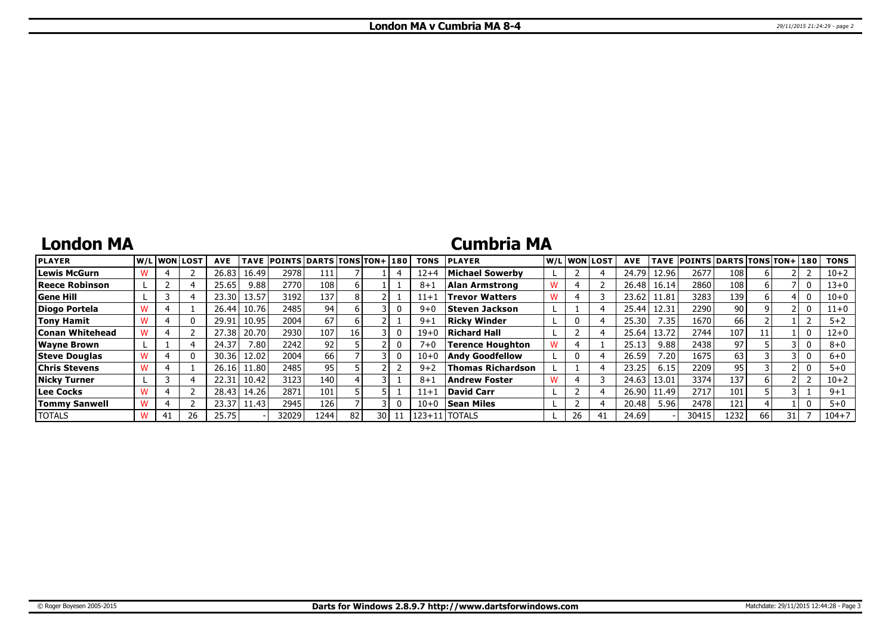# London MA v Cumbria MA 8-4

## London MA

## Cumbria MA

| PLAYER | W/L | WON | LOST | AVE | TAVE | POINTS | DARTS | TONS | TON+ | 180 | TONS | PLAYER | W/L | WON | LOST | AVE | TAVE | POINTS | DARTS | TONS | TON+ | 180 | TONS |
|---|---|---|---|---|---|---|---|---|---|---|---|---|---|---|---|---|---|---|---|---|---|---|---|
| **Lewis McGurn** | W | 4 | 2 | 26.83 | 16.49 | 2978 | 111 | 7 | 1 | 4 | 12+4 | **Michael Sowerby** | L | 2 | 4 | 24.79 | 12.96 | 2677 | 108 | 6 | 2 | 2 | 10+2 |
| **Reece Robinson** | L | 2 | 4 | 25.65 | 9.88 | 2770 | 108 | 6 | 1 | 1 | 8+1 | **Alan Armstrong** | W | 4 | 2 | 26.48 | 16.14 | 2860 | 108 | 6 | 7 | 0 | 13+0 |
| **Gene Hill** | L | 3 | 4 | 23.30 | 13.57 | 3192 | 137 | 8 | 2 | 1 | 11+1 | **Trevor Watters** | W | 4 | 3 | 23.62 | 11.81 | 3283 | 139 | 6 | 4 | 0 | 10+0 |
| **Diogo Portela** | W | 4 | 1 | 26.44 | 10.76 | 2485 | 94 | 6 | 3 | 0 | 9+0 | **Steven Jackson** | L | 1 | 4 | 25.44 | 12.31 | 2290 | 90 | 9 | 2 | 0 | 11+0 |
| **Tony Hamit** | W | 4 | 0 | 29.91 | 10.95 | 2004 | 67 | 6 | 2 | 1 | 9+1 | **Ricky Winder** | L | 0 | 4 | 25.30 | 7.35 | 1670 | 66 | 2 | 1 | 2 | 5+2 |
| **Conan Whitehead** | W | 4 | 2 | 27.38 | 20.70 | 2930 | 107 | 16 | 3 | 0 | 19+0 | **Richard Hall** | L | 2 | 4 | 25.64 | 13.72 | 2744 | 107 | 11 | 1 | 0 | 12+0 |
| **Wayne Brown** | L | 1 | 4 | 24.37 | 7.80 | 2242 | 92 | 5 | 2 | 0 | 7+0 | **Terence Houghton** | W | 4 | 1 | 25.13 | 9.88 | 2438 | 97 | 5 | 3 | 0 | 8+0 |
| **Steve Douglas** | W | 4 | 0 | 30.36 | 12.02 | 2004 | 66 | 7 | 3 | 0 | 10+0 | **Andy Goodfellow** | L | 0 | 4 | 26.59 | 7.20 | 1675 | 63 | 3 | 3 | 0 | 6+0 |
| **Chris Stevens** | W | 4 | 1 | 26.16 | 11.80 | 2485 | 95 | 5 | 2 | 2 | 9+2 | **Thomas Richardson** | L | 1 | 4 | 23.25 | 6.15 | 2209 | 95 | 3 | 2 | 0 | 5+0 |
| **Nicky Turner** | L | 3 | 4 | 22.31 | 10.42 | 3123 | 140 | 4 | 3 | 1 | 8+1 | **Andrew Foster** | W | 4 | 3 | 24.63 | 13.01 | 3374 | 137 | 6 | 2 | 2 | 10+2 |
| **Lee Cocks** | W | 4 | 2 | 28.43 | 14.26 | 2871 | 101 | 5 | 5 | 1 | 11+1 | **David Carr** | L | 2 | 4 | 26.90 | 11.49 | 2717 | 101 | 5 | 3 | 1 | 9+1 |
| **Tommy Sanwell** | W | 4 | 2 | 23.37 | 11.43 | 2945 | 126 | 7 | 3 | 0 | 10+0 | **Sean Miles** | L | 2 | 4 | 20.48 | 5.96 | 2478 | 121 | 4 | 1 | 0 | 5+0 |
| TOTALS | W | 41 | 26 | 25.75 | - | 32029 | 1244 | 82 | 30 | 11 | 123+11 | TOTALS | L | 26 | 41 | 24.69 | - | 30415 | 1232 | 66 | 31 | 7 | 104+7 |

© Roger Boyesen 2005-2015 **Darts for Windows 2.8.9.7 http://www.dartsforwindows.com** Matchdate: 29/11/2015 12:44:28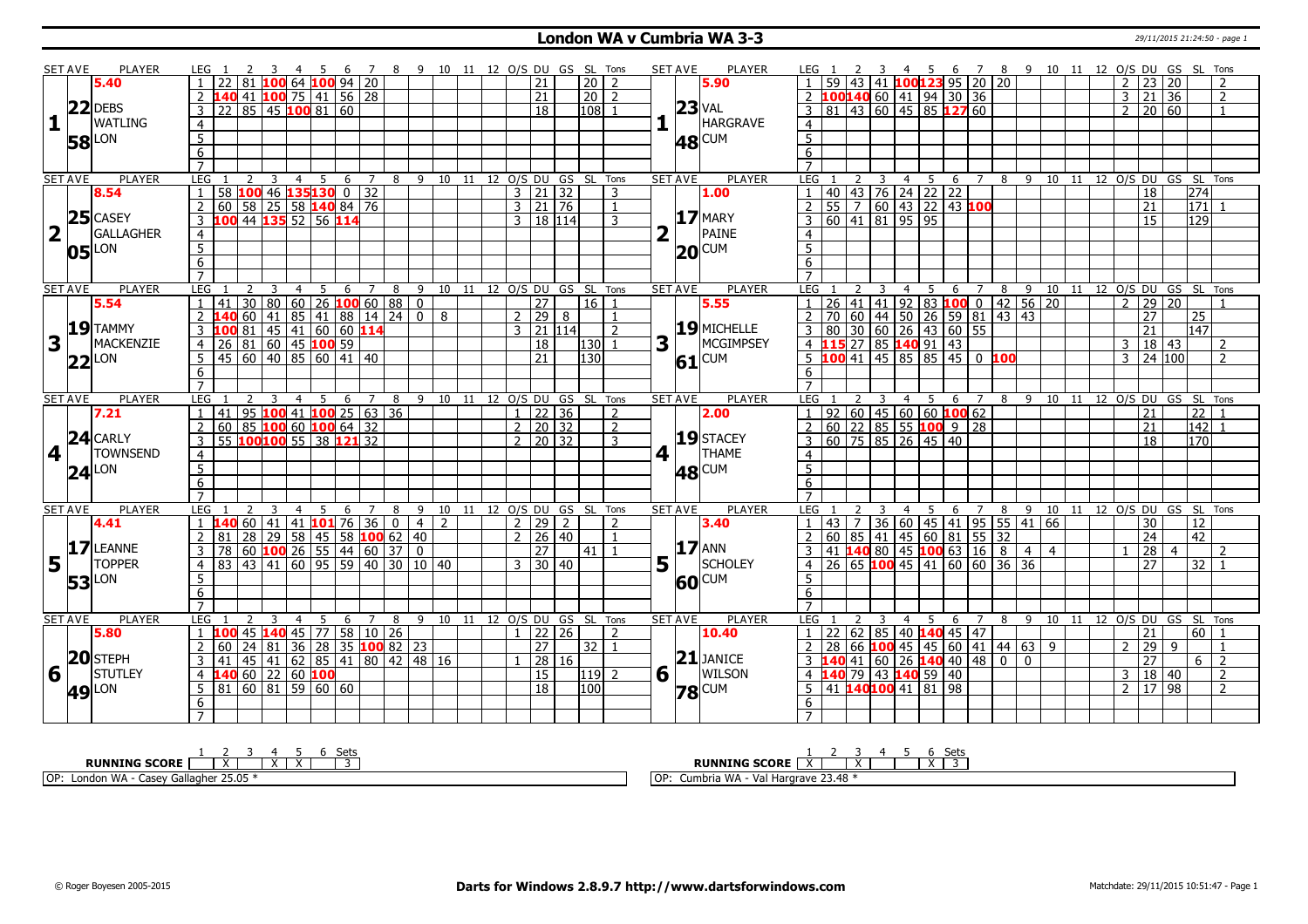# London WA v Cumbria WA 3-3

29/11/2015 21:24:50 - page 1

## Set 1

| SET AVE | PLAYER | LEG | 1 | 2 | 3 | 4 | 5 | 6 | 7 | 8 | 9 | 10 | 11 | 12 | O/S | DU | GS | SL | Tons |
|---|---|---|---|---|---|---|---|---|---|---|---|---|---|---|---|---|---|---|---|
| 5.40 | 22 DEBS WATLING | 1 | 22 | 81 | 100 | 64 | 100 | 94 | 20 | | | | | | | 21 | | 20 | 2 |
| 22 | LON | 2 | 140 | 41 | 100 | 75 | 41 | 56 | 28 | | | | | | | 21 | | 20 | 2 |
| 58 | | 3 | 22 | 85 | 45 | 100 | 81 | 60 | | | | | | | | 18 | | 108 | 1 |

| SET AVE | PLAYER | LEG | 1 | 2 | 3 | 4 | 5 | 6 | 7 | 8 | 9 | 10 | 11 | 12 | O/S | DU | GS | SL | Tons |
|---|---|---|---|---|---|---|---|---|---|---|---|---|---|---|---|---|---|---|---|
| 5.90 | 23 VAL HARGRAVE | 1 | 59 | 43 | 41 | 100 | 123 | 95 | 20 | 20 | | | | | 2 | 23 | 20 | | 2 |
| 23 | CUM | 2 | 100 | 140 | 60 | 41 | 94 | 30 | 36 | | | | | | 3 | 21 | 36 | | 2 |
| 48 | | 3 | 81 | 43 | 60 | 45 | 85 | 127 | 60 | | | | | | 2 | 20 | 60 | | 1 |

## Set 2

| SET AVE | PLAYER | LEG | 1 | 2 | 3 | 4 | 5 | 6 | 7 | 8 | 9 | 10 | 11 | 12 | O/S | DU | GS | SL | Tons |
|---|---|---|---|---|---|---|---|---|---|---|---|---|---|---|---|---|---|---|---|
| 8.54 | 25 CASEY GALLAGHER | 1 | 58 | 100 | 46 | 135 | 130 | 0 | 32 | | | | | | 3 | 21 | 32 | | 3 |
| 25 | LON | 2 | 60 | 58 | 25 | 58 | 140 | 84 | 76 | | | | | | 3 | 21 | 76 | | 1 |
| 05 | | 3 | 100 | 44 | 135 | 52 | 56 | 114 | | | | | | | 3 | 18 | 114 | | 3 |

| SET AVE | PLAYER | LEG | 1 | 2 | 3 | 4 | 5 | 6 | 7 | 8 | 9 | 10 | 11 | 12 | O/S | DU | GS | SL | Tons |
|---|---|---|---|---|---|---|---|---|---|---|---|---|---|---|---|---|---|---|---|
| 1.00 | 17 MARY PAINE | 1 | 40 | 43 | 76 | 24 | 22 | 22 | | | | | | | | 18 | | 274 | |
| 17 | CUM | 2 | 55 | 7 | 60 | 43 | 22 | 43 | 100 | | | | | | | 21 | | 171 | 1 |
| 20 | | 3 | 60 | 41 | 81 | 95 | 95 | | | | | | | | | 15 | | 129 | |

## Set 3

| SET AVE | PLAYER | LEG | 1 | 2 | 3 | 4 | 5 | 6 | 7 | 8 | 9 | 10 | 11 | 12 | O/S | DU | GS | SL | Tons |
|---|---|---|---|---|---|---|---|---|---|---|---|---|---|---|---|---|---|---|---|
| 5.54 | 19 TAMMY MACKENZIE | 1 | 41 | 30 | 80 | 60 | 26 | 100 | 60 | 88 | 0 | | | | | 27 | | 16 | 1 |
| 19 | LON | 2 | 140 | 60 | 41 | 85 | 41 | 88 | 14 | 24 | 0 | 8 | | | 2 | 29 | 8 | | 1 |
| 22 | | 3 | 100 | 81 | 45 | 41 | 60 | 60 | 114 | | | | | | 3 | 21 | 114 | | 2 |
| | | 4 | 26 | 81 | 60 | 45 | 100 | 59 | | | | | | | | 18 | | 130 | 1 |
| | | 5 | 45 | 60 | 40 | 85 | 60 | 41 | 40 | | | | | | | 21 | | 130 | |

| SET AVE | PLAYER | LEG | 1 | 2 | 3 | 4 | 5 | 6 | 7 | 8 | 9 | 10 | 11 | 12 | O/S | DU | GS | SL | Tons |
|---|---|---|---|---|---|---|---|---|---|---|---|---|---|---|---|---|---|---|---|
| 5.55 | 19 MICHELLE MCGIMPSEY | 1 | 26 | 41 | 41 | 92 | 83 | 100 | 0 | 42 | 56 | 20 | | | 2 | 29 | 20 | | 1 |
| 19 | CUM | 2 | 70 | 60 | 44 | 50 | 26 | 59 | 81 | 43 | 43 | | | | | 27 | | 25 | |
| 61 | | 3 | 80 | 30 | 60 | 26 | 43 | 60 | 55 | | | | | | | 21 | | 147 | |
| | | 4 | 115 | 27 | 85 | 140 | 91 | 43 | | | | | | | 3 | 18 | 43 | | 2 |
| | | 5 | 100 | 41 | 45 | 85 | 85 | 45 | 0 | 100 | | | | | 3 | 24 | 100 | | 2 |

## Set 4

| SET AVE | PLAYER | LEG | 1 | 2 | 3 | 4 | 5 | 6 | 7 | 8 | 9 | 10 | 11 | 12 | O/S | DU | GS | SL | Tons |
|---|---|---|---|---|---|---|---|---|---|---|---|---|---|---|---|---|---|---|---|
| 7.21 | 24 CARLY TOWNSEND | 1 | 41 | 95 | 100 | 41 | 100 | 25 | 63 | 36 | | | | | 1 | 22 | 36 | | 2 |
| 24 | LON | 2 | 60 | 85 | 100 | 60 | 100 | 64 | 32 | | | | | | 2 | 20 | 32 | | 2 |
| 24 | | 3 | 55 | 100 | 100 | 55 | 38 | 121 | 32 | | | | | | 2 | 20 | 32 | | 3 |

| SET AVE | PLAYER | LEG | 1 | 2 | 3 | 4 | 5 | 6 | 7 | 8 | 9 | 10 | 11 | 12 | O/S | DU | GS | SL | Tons |
|---|---|---|---|---|---|---|---|---|---|---|---|---|---|---|---|---|---|---|---|
| 2.00 | 19 STACEY THAME | 1 | 92 | 60 | 45 | 60 | 60 | 100 | 62 | | | | | | | 21 | | 22 | 1 |
| 19 | CUM | 2 | 60 | 22 | 85 | 55 | 100 | 9 | 28 | | | | | | | 21 | | 142 | 1 |
| 48 | | 3 | 60 | 75 | 85 | 26 | 45 | 40 | | | | | | | | 18 | | 170 | |

## Set 5

| SET AVE | PLAYER | LEG | 1 | 2 | 3 | 4 | 5 | 6 | 7 | 8 | 9 | 10 | 11 | 12 | O/S | DU | GS | SL | Tons |
|---|---|---|---|---|---|---|---|---|---|---|---|---|---|---|---|---|---|---|---|
| 4.41 | 17 LEANNE TOPPER | 1 | 140 | 60 | 41 | 41 | 101 | 76 | 36 | 0 | 4 | 2 | | | 2 | 29 | 2 | | 2 |
| 17 | LON | 2 | 81 | 28 | 29 | 58 | 45 | 58 | 100 | 62 | 40 | | | | 2 | 26 | 40 | | 1 |
| 53 | | 3 | 78 | 60 | 100 | 26 | 55 | 44 | 60 | 37 | 0 | | | | | 27 | | 41 | 1 |
| | | 4 | 83 | 43 | 41 | 60 | 95 | 59 | 40 | 30 | 10 | 40 | | | 3 | 30 | 40 | | |

| SET AVE | PLAYER | LEG | 1 | 2 | 3 | 4 | 5 | 6 | 7 | 8 | 9 | 10 | 11 | 12 | O/S | DU | GS | SL | Tons |
|---|---|---|---|---|---|---|---|---|---|---|---|---|---|---|---|---|---|---|---|
| 3.40 | 17 ANN SCHOLEY | 1 | 43 | 7 | 36 | 60 | 45 | 41 | 95 | 55 | 41 | 66 | | | | 30 | | 12 | |
| 17 | CUM | 2 | 60 | 85 | 41 | 45 | 60 | 81 | 55 | 32 | | | | | | 24 | | 42 | |
| 60 | | 3 | 41 | 140 | 80 | 45 | 100 | 63 | 16 | 8 | 4 | 4 | | | 1 | 28 | 4 | | 2 |
| | | 4 | 26 | 65 | 100 | 45 | 41 | 60 | 60 | 36 | 36 | | | | | 27 | | 32 | 1 |

## Set 6

| SET AVE | PLAYER | LEG | 1 | 2 | 3 | 4 | 5 | 6 | 7 | 8 | 9 | 10 | 11 | 12 | O/S | DU | GS | SL | Tons |
|---|---|---|---|---|---|---|---|---|---|---|---|---|---|---|---|---|---|---|---|
| 5.80 | 20 STEPH STUTLEY | 1 | 100 | 45 | 140 | 45 | 77 | 58 | 10 | 26 | | | | | 1 | 22 | 26 | | 2 |
| 20 | LON | 2 | 60 | 24 | 81 | 36 | 28 | 35 | 100 | 82 | 23 | | | | | 27 | | 32 | 1 |
| 49 | | 3 | 41 | 45 | 41 | 62 | 85 | 41 | 80 | 42 | 48 | 16 | | | 1 | 28 | 16 | | |
| | | 4 | 140 | 60 | 22 | 60 | 100 | | | | | | | | | 15 | | 119 | 2 |
| | | 5 | 81 | 60 | 81 | 59 | 60 | 60 | | | | | | | | 18 | | 100 | |

| SET AVE | PLAYER | LEG | 1 | 2 | 3 | 4 | 5 | 6 | 7 | 8 | 9 | 10 | 11 | 12 | O/S | DU | GS | SL | Tons |
|---|---|---|---|---|---|---|---|---|---|---|---|---|---|---|---|---|---|---|---|
| 10.40 | 21 JANICE WILSON | 1 | 22 | 62 | 85 | 40 | 140 | 45 | 47 | | | | | | | 21 | | 60 | 1 |
| 21 | CUM | 2 | 28 | 66 | 100 | 45 | 45 | 60 | 41 | 44 | 63 | 9 | | | 2 | 29 | 9 | | 1 |
| 78 | | 3 | 140 | 41 | 60 | 26 | 140 | 40 | 48 | 0 | 0 | | | | | 27 | | 6 | 2 |
| | | 4 | 140 | 79 | 43 | 140 | 59 | 40 | | | | | | | 3 | 18 | 40 | | 2 |
| | | 5 | 41 | 140 | 100 | 41 | 81 | 98 | | | | | | | 2 | 17 | 98 | | 2 |

| RUNNING SCORE | 1 | 2 | 3 | 4 | 5 | 6 | Sets |
|---|---|---|---|---|---|---|---|
| London WA | | X | | X | X | | 3 |
| Cumbria WA | X | | X | | | X | 3 |

OP: London WA - Casey Gallagher 25.05 *

OP: Cumbria WA - Val Hargrave 23.48 *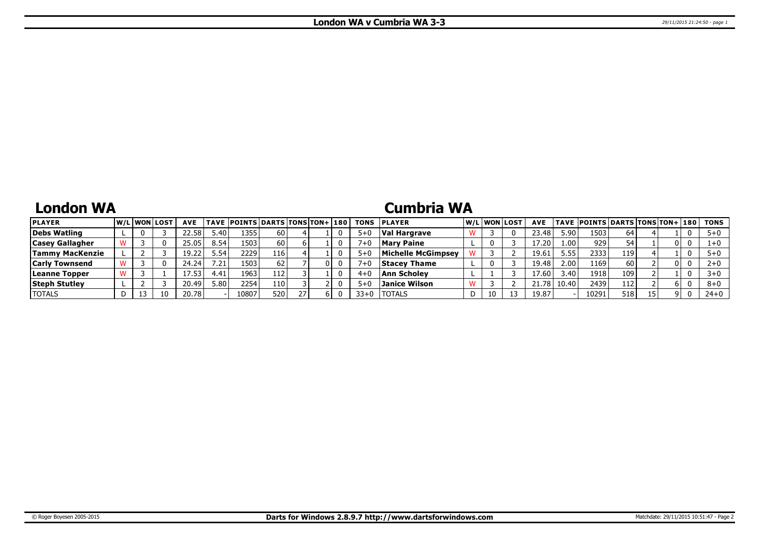# London WA v Cumbria WA 3-3

## London WA

| PLAYER | W/L | WON | LOST | AVE | TAVE | POINTS | DARTS | TONS | TON+ | 180 | TONS |
|---|---|---|---|---|---|---|---|---|---|---|---|
| Debs Watling | L | 0 | 3 | 22.58 | 5.40 | 1355 | 60 | 4 | 1 | 0 | 5+0 |
| Casey Gallagher | W | 3 | 0 | 25.05 | 8.54 | 1503 | 60 | 6 | 1 | 0 | 7+0 |
| Tammy MacKenzie | L | 2 | 3 | 19.22 | 5.54 | 2229 | 116 | 4 | 1 | 0 | 5+0 |
| Carly Townsend | W | 3 | 0 | 24.24 | 7.21 | 1503 | 62 | 7 | 0 | 0 | 7+0 |
| Leanne Topper | W | 3 | 1 | 17.53 | 4.41 | 1963 | 112 | 3 | 1 | 0 | 4+0 |
| Steph Stutley | L | 2 | 3 | 20.49 | 5.80 | 2254 | 110 | 3 | 2 | 0 | 5+0 |
| TOTALS | D | 13 | 10 | 20.78 | - | 10807 | 520 | 27 | 6 | 0 | 33+0 |

## Cumbria WA

| PLAYER | W/L | WON | LOST | AVE | TAVE | POINTS | DARTS | TONS | TON+ | 180 | TONS |
|---|---|---|---|---|---|---|---|---|---|---|---|
| Val Hargrave | W | 3 | 0 | 23.48 | 5.90 | 1503 | 64 | 4 | 1 | 0 | 5+0 |
| Mary Paine | L | 0 | 3 | 17.20 | 1.00 | 929 | 54 | 1 | 0 | 0 | 1+0 |
| Michelle McGimpsey | W | 3 | 2 | 19.61 | 5.55 | 2333 | 119 | 4 | 1 | 0 | 5+0 |
| Stacey Thame | L | 0 | 3 | 19.48 | 2.00 | 1169 | 60 | 2 | 0 | 0 | 2+0 |
| Ann Scholey | L | 1 | 3 | 17.60 | 3.40 | 1918 | 109 | 2 | 1 | 0 | 3+0 |
| Janice Wilson | W | 3 | 2 | 21.78 | 10.40 | 2439 | 112 | 2 | 6 | 0 | 8+0 |
| TOTALS | D | 10 | 13 | 19.87 | - | 10291 | 518 | 15 | 9 | 0 | 24+0 |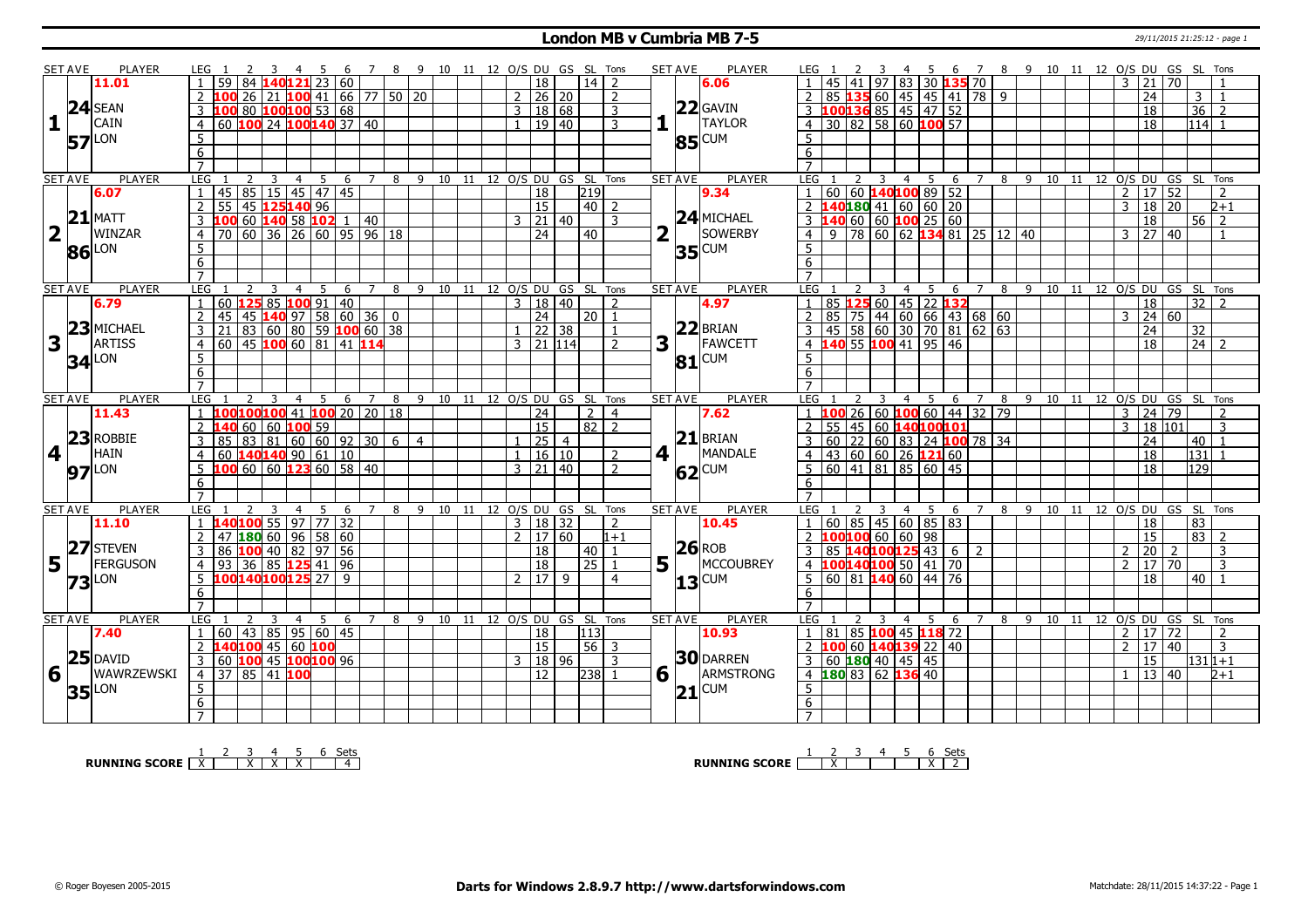# London MB v Cumbria MB 7-5

29/11/2015 21:25:12 - page 1

## Set 1

| SET AVE | PLAYER | LEG | 1 | 2 | 3 | 4 | 5 | 6 | 7 | 8 | 9 | 10 | 11 | 12 | O/S | DU | GS | SL | Tons |
|---|---|---|---|---|---|---|---|---|---|---|---|---|---|---|---|---|---|---|---|
| 11.01 | SEAN CAIN (LON) | 1 | 59 | 84 | 140 | 121 | 23 | 60 | | | | | | | | 18 | | 14 | 2 |
| 24 | | 2 | 100 | 26 | 21 | 100 | 41 | 66 | 77 | 50 | 20 | | | | 2 | 26 | 20 | | 2 |
| 57 | | 3 | 100 | 80 | 100 | 100 | 53 | 68 | | | | | | | 3 | 18 | 68 | | 3 |
| | | 4 | 60 | 100 | 24 | 100 | 140 | 37 | 40 | | | | | | 1 | 19 | 40 | | 3 |

| SET AVE | PLAYER | LEG | 1 | 2 | 3 | 4 | 5 | 6 | 7 | 8 | 9 | 10 | 11 | 12 | O/S | DU | GS | SL | Tons |
|---|---|---|---|---|---|---|---|---|---|---|---|---|---|---|---|---|---|---|---|
| 6.06 | GAVIN TAYLOR (CUM) | 1 | 45 | 41 | 97 | 83 | 30 | 135 | 70 | | | | | | 3 | 21 | 70 | | 1 |
| 22 | | 2 | 85 | 135 | 60 | 45 | 45 | 41 | 78 | 9 | | | | | | 24 | | 3 | 1 |
| 85 | | 3 | 100 | 136 | 85 | 45 | 47 | 52 | | | | | | | | 18 | | 36 | 2 |
| | | 4 | 30 | 82 | 58 | 60 | 100 | 57 | | | | | | | | 18 | | 114 | 1 |

## Set 2

| SET AVE | PLAYER | LEG | 1 | 2 | 3 | 4 | 5 | 6 | 7 | 8 | 9 | 10 | 11 | 12 | O/S | DU | GS | SL | Tons |
|---|---|---|---|---|---|---|---|---|---|---|---|---|---|---|---|---|---|---|---|
| 6.07 | MATT WINZAR (LON) | 1 | 45 | 85 | 15 | 45 | 47 | 45 | | | | | | | | 18 | | 219 | |
| 21 | | 2 | 55 | 45 | 125 | 140 | 96 | | | | | | | | | 15 | | 40 | 2 |
| 86 | | 3 | 100 | 60 | 140 | 58 | 102 | 1 | 40 | | | | | | 3 | 21 | 40 | | 3 |
| | | 4 | 70 | 60 | 36 | 26 | 60 | 95 | 96 | 18 | | | | | | 24 | | 40 | |

| SET AVE | PLAYER | LEG | 1 | 2 | 3 | 4 | 5 | 6 | 7 | 8 | 9 | 10 | 11 | 12 | O/S | DU | GS | SL | Tons |
|---|---|---|---|---|---|---|---|---|---|---|---|---|---|---|---|---|---|---|---|
| 9.34 | MICHAEL SOWERBY (CUM) | 1 | 60 | 60 | 140 | 100 | 89 | 52 | | | | | | | 2 | 17 | 52 | | 2 |
| 24 | | 2 | 140 | 180 | 41 | 60 | 60 | 20 | | | | | | | 3 | 18 | 20 | | 2+1 |
| 35 | | 3 | 140 | 60 | 60 | 100 | 25 | 60 | | | | | | | | 18 | | 56 | 2 |
| | | 4 | 9 | 78 | 60 | 62 | 134 | 81 | 25 | 12 | 40 | | | | 3 | 27 | 40 | | 1 |

## Set 3

| SET AVE | PLAYER | LEG | 1 | 2 | 3 | 4 | 5 | 6 | 7 | 8 | 9 | 10 | 11 | 12 | O/S | DU | GS | SL | Tons |
|---|---|---|---|---|---|---|---|---|---|---|---|---|---|---|---|---|---|---|---|
| 6.79 | MICHAEL ARTISS (LON) | 1 | 60 | 125 | 85 | 100 | 91 | 40 | | | | | | | 3 | 18 | 40 | | 2 |
| 23 | | 2 | 45 | 45 | 140 | 97 | 58 | 60 | 36 | 0 | | | | | | 24 | | 20 | 1 |
| 34 | | 3 | 21 | 83 | 60 | 80 | 59 | 100 | 60 | 38 | | | | | 1 | 22 | 38 | | 1 |
| | | 4 | 60 | 45 | 100 | 60 | 81 | 41 | 114 | | | | | | 3 | 21 | 114 | | 2 |

| SET AVE | PLAYER | LEG | 1 | 2 | 3 | 4 | 5 | 6 | 7 | 8 | 9 | 10 | 11 | 12 | O/S | DU | GS | SL | Tons |
|---|---|---|---|---|---|---|---|---|---|---|---|---|---|---|---|---|---|---|---|
| 4.97 | BRIAN FAWCETT (CUM) | 1 | 85 | 125 | 60 | 45 | 22 | 132 | | | | | | | | 18 | | 32 | 2 |
| 22 | | 2 | 85 | 75 | 44 | 60 | 66 | 43 | 68 | 60 | | | | | 3 | 24 | 60 | | |
| 81 | | 3 | 45 | 58 | 60 | 30 | 70 | 81 | 62 | 63 | | | | | | 24 | | 32 | |
| | | 4 | 140 | 55 | 100 | 41 | 95 | 46 | | | | | | | | 18 | | 24 | 2 |

## Set 4

| SET AVE | PLAYER | LEG | 1 | 2 | 3 | 4 | 5 | 6 | 7 | 8 | 9 | 10 | 11 | 12 | O/S | DU | GS | SL | Tons |
|---|---|---|---|---|---|---|---|---|---|---|---|---|---|---|---|---|---|---|---|
| 11.43 | ROBBIE HAIN (LON) | 1 | 100 | 100 | 100 | 41 | 100 | 20 | 20 | 18 | | | | | | 24 | | 2 | 4 |
| 23 | | 2 | 140 | 60 | 60 | 100 | 59 | | | | | | | | | 15 | | 82 | 2 |
| 97 | | 3 | 85 | 83 | 81 | 60 | 60 | 92 | 30 | 6 | 4 | | | | 1 | 25 | 4 | | |
| | | 4 | 60 | 140 | 140 | 90 | 61 | 10 | | | | | | | 1 | 16 | 10 | | 2 |
| | | 5 | 100 | 60 | 60 | 123 | 60 | 58 | 40 | | | | | | 3 | 21 | 40 | | 2 |

| SET AVE | PLAYER | LEG | 1 | 2 | 3 | 4 | 5 | 6 | 7 | 8 | 9 | 10 | 11 | 12 | O/S | DU | GS | SL | Tons |
|---|---|---|---|---|---|---|---|---|---|---|---|---|---|---|---|---|---|---|---|
| 7.62 | BRIAN MANDALE (CUM) | 1 | 100 | 26 | 60 | 100 | 60 | 44 | 32 | 79 | | | | | 3 | 24 | 79 | | 2 |
| 21 | | 2 | 55 | 45 | 60 | 140 | 100 | 101 | | | | | | | 3 | 18 | 101 | | 3 |
| 62 | | 3 | 60 | 22 | 60 | 83 | 24 | 100 | 78 | 34 | | | | | | 24 | | 40 | 1 |
| | | 4 | 43 | 60 | 60 | 26 | 121 | 60 | | | | | | | | 18 | | 131 | 1 |
| | | 5 | 60 | 41 | 81 | 85 | 60 | 45 | | | | | | | | 18 | | 129 | |

## Set 5

| SET AVE | PLAYER | LEG | 1 | 2 | 3 | 4 | 5 | 6 | 7 | 8 | 9 | 10 | 11 | 12 | O/S | DU | GS | SL | Tons |
|---|---|---|---|---|---|---|---|---|---|---|---|---|---|---|---|---|---|---|---|
| 11.10 | STEVEN FERGUSON (LON) | 1 | 140 | 100 | 55 | 97 | 77 | 32 | | | | | | | 3 | 18 | 32 | | 2 |
| 27 | | 2 | 47 | 180 | 60 | 96 | 58 | 60 | | | | | | | 2 | 17 | 60 | | 1+1 |
| 73 | | 3 | 86 | 100 | 40 | 82 | 97 | 56 | | | | | | | | 18 | | 40 | 1 |
| | | 4 | 93 | 36 | 85 | 125 | 41 | 96 | | | | | | | | 18 | | 25 | 1 |
| | | 5 | 100 | 140 | 100 | 125 | 27 | 9 | | | | | | | 2 | 17 | 9 | | 4 |

| SET AVE | PLAYER | LEG | 1 | 2 | 3 | 4 | 5 | 6 | 7 | 8 | 9 | 10 | 11 | 12 | O/S | DU | GS | SL | Tons |
|---|---|---|---|---|---|---|---|---|---|---|---|---|---|---|---|---|---|---|---|
| 10.45 | ROB MCCOUBREY (CUM) | 1 | 60 | 85 | 45 | 60 | 85 | 83 | | | | | | | | 18 | | 83 | |
| 26 | | 2 | 100 | 100 | 60 | 60 | 98 | | | | | | | | | 15 | | 83 | 2 |
| 13 | | 3 | 85 | 140 | 100 | 125 | 43 | 6 | 2 | | | | | | 2 | 20 | 2 | | 3 |
| | | 4 | 100 | 140 | 100 | 50 | 41 | 70 | | | | | | | 2 | 17 | 70 | | 3 |
| | | 5 | 60 | 81 | 140 | 60 | 44 | 76 | | | | | | | | 18 | | 40 | 1 |

## Set 6

| SET AVE | PLAYER | LEG | 1 | 2 | 3 | 4 | 5 | 6 | 7 | 8 | 9 | 10 | 11 | 12 | O/S | DU | GS | SL | Tons |
|---|---|---|---|---|---|---|---|---|---|---|---|---|---|---|---|---|---|---|---|
| 7.40 | DAVID WAWRZEWSKI (LON) | 1 | 60 | 43 | 85 | 95 | 60 | 45 | | | | | | | | 18 | | 113 | |
| 25 | | 2 | 140 | 100 | 45 | 60 | 100 | | | | | | | | | 15 | | 56 | 3 |
| 35 | | 3 | 60 | 100 | 45 | 100 | 100 | 96 | | | | | | | 3 | 18 | 96 | | 3 |
| | | 4 | 37 | 85 | 41 | 100 | | | | | | | | | | 12 | | 238 | 1 |

| SET AVE | PLAYER | LEG | 1 | 2 | 3 | 4 | 5 | 6 | 7 | 8 | 9 | 10 | 11 | 12 | O/S | DU | GS | SL | Tons |
|---|---|---|---|---|---|---|---|---|---|---|---|---|---|---|---|---|---|---|---|
| 10.93 | DARREN ARMSTRONG (CUM) | 1 | 81 | 85 | 100 | 45 | 118 | 72 | | | | | | | 2 | 17 | 72 | | 2 |
| 30 | | 2 | 100 | 60 | 140 | 139 | 22 | 40 | | | | | | | 2 | 17 | 40 | | 3 |
| 21 | | 3 | 60 | 180 | 40 | 45 | 45 | | | | | | | | | 15 | | 131 | 1+1 |
| | | 4 | 180 | 83 | 62 | 136 | 40 | | | | | | | | 1 | 13 | 40 | | 2+1 |

## Running Score

| | 1 | 2 | 3 | 4 | 5 | 6 | Sets |
|---|---|---|---|---|---|---|---|
| LON | X | | X | X | X | | 4 |
| CUM | | X | | | | X | 2 |

© Roger Boyesen 2005-2015 — Darts for Windows 2.8.9.7 http://www.dartsforwindows.com — Matchdate: 28/11/2015 14:37:22 - Page 1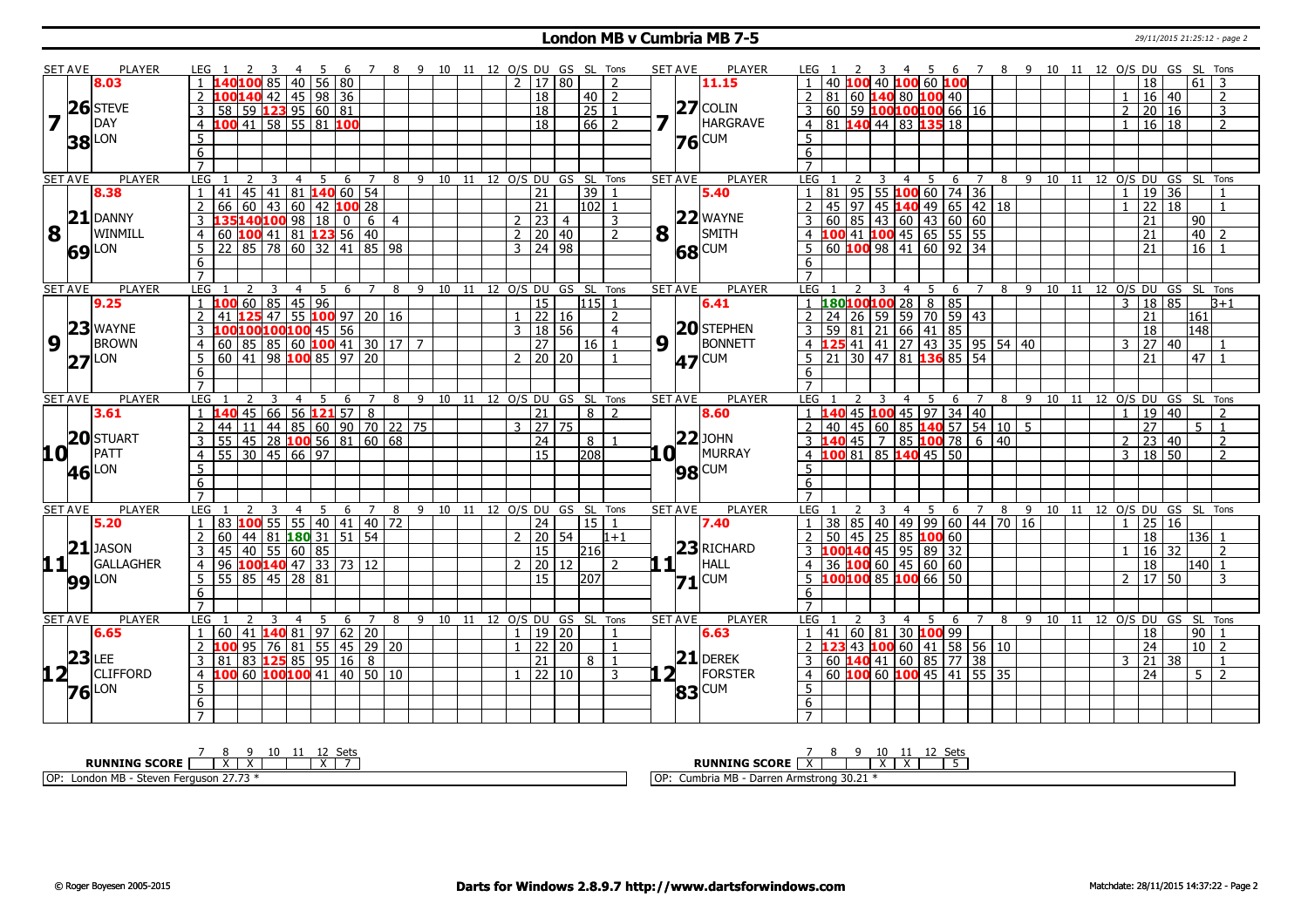# London MB v Cumbria MB 7-5

29/11/2015 21:25:12 - page 2

| SET AVE | PLAYER | LEG | 1 | 2 | 3 | 4 | 5 | 6 | 7 | 8 | 9 | 10 | 11 | 12 | O/S | DU | GS | SL | Tons | SET AVE | PLAYER | LEG | 1 | 2 | 3 | 4 | 5 | 6 | 7 | 8 | 9 | 10 | 11 | 12 | O/S | DU | GS | SL | Tons |
|---|---|---|---|---|---|---|---|---|---|---|---|---|---|---|---|---|---|---|---|---|---|---|---|---|---|---|---|---|---|---|---|---|---|---|---|---|---|---|---|
| 8.03 | | 1 | 140 | 100 | 85 | 40 | 56 | 80 | | | | | | | 2 | 17 | 80 | | 2 | 11.15 | | 1 | 40 | 100 | 40 | 100 | 60 | 100 | | | | | | | | 18 | | 61 | 3 |
| 26 | STEVE | 2 | 100 | 140 | 42 | 45 | 98 | 36 | | | | | | | | 18 | | 40 | 2 | 27 | COLIN | 2 | 81 | 60 | 140 | 80 | 100 | 40 | | | | | | | 1 | 16 | 40 | | 2 |
| 7 | DAY | 3 | 58 | 59 | 123 | 95 | 60 | 81 | | | | | | | | 18 | | 25 | 1 | 7 | HARGRAVE | 3 | 60 | 59 | 100 | 100 | 100 | 66 | 16 | | | | | | 2 | 20 | 16 | | 3 |
| 38 | LON | 4 | 100 | 41 | 58 | 55 | 81 | 100 | | | | | | | | 18 | | 66 | 2 | 76 | CUM | 4 | 81 | 140 | 44 | 83 | 135 | 18 | | | | | | | 1 | 16 | 18 | | 2 |
| | | 5 | | | | | | | | | | | | | | | | | | | | 5 | | | | | | | | | | | | | | | | | |
| | | 6 | | | | | | | | | | | | | | | | | | | | 6 | | | | | | | | | | | | | | | | | |
| | | 7 | | | | | | | | | | | | | | | | | | | | 7 | | | | | | | | | | | | | | | | | |
| SET AVE | PLAYER | LEG | 1 | 2 | 3 | 4 | 5 | 6 | 7 | 8 | 9 | 10 | 11 | 12 | O/S | DU | GS | SL | Tons | SET AVE | PLAYER | LEG | 1 | 2 | 3 | 4 | 5 | 6 | 7 | 8 | 9 | 10 | 11 | 12 | O/S | DU | GS | SL | Tons |
| 8.38 | | 1 | 41 | 45 | 41 | 81 | 140 | 60 | 54 | | | | | | | 21 | | 39 | 1 | 5.40 | | 1 | 81 | 95 | 55 | 100 | 60 | 74 | 36 | | | | | | 1 | 19 | 36 | | 1 |
| 21 | DANNY | 2 | 66 | 60 | 43 | 60 | 42 | 100 | 28 | | | | | | | 21 | | 102 | 1 | 22 | WAYNE | 2 | 45 | 97 | 45 | 140 | 49 | 65 | 42 | 18 | | | | | 1 | 22 | 18 | | 1 |
| 8 | WINMILL | 3 | 135 | 140 | 100 | 98 | 18 | 0 | 6 | 4 | | | | | 2 | 23 | 4 | | 3 | 8 | SMITH | 3 | 60 | 85 | 43 | 60 | 43 | 60 | 60 | | | | | | | 21 | | 90 | |
| 69 | LON | 4 | 60 | 100 | 41 | 81 | 123 | 56 | 40 | | | | | | 2 | 20 | 40 | | 2 | 68 | CUM | 4 | 100 | 41 | 100 | 45 | 65 | 55 | 55 | | | | | | | 21 | | 40 | 2 |
| | | 5 | 22 | 85 | 78 | 60 | 32 | 41 | 85 | 98 | | | | | 3 | 24 | 98 | | | | | 5 | 60 | 100 | 98 | 41 | 60 | 92 | 34 | | | | | | | 21 | | 16 | 1 |
| | | 6 | | | | | | | | | | | | | | | | | | | | 6 | | | | | | | | | | | | | | | | | |
| | | 7 | | | | | | | | | | | | | | | | | | | | 7 | | | | | | | | | | | | | | | | | |
| SET AVE | PLAYER | LEG | 1 | 2 | 3 | 4 | 5 | 6 | 7 | 8 | 9 | 10 | 11 | 12 | O/S | DU | GS | SL | Tons | SET AVE | PLAYER | LEG | 1 | 2 | 3 | 4 | 5 | 6 | 7 | 8 | 9 | 10 | 11 | 12 | O/S | DU | GS | SL | Tons |
| 9.25 | | 1 | 100 | 60 | 85 | 45 | 96 | | | | | | | | | 15 | | 115 | 1 | 6.41 | | 1 | 180 | 100 | 100 | 28 | 8 | 85 | | | | | | | 3 | 18 | 85 | | 3+1 |
| 23 | WAYNE | 2 | 41 | 125 | 47 | 55 | 100 | 97 | 20 | 16 | | | | | 1 | 22 | 16 | | 2 | 20 | STEPHEN | 2 | 24 | 26 | 59 | 59 | 70 | 59 | 43 | | | | | | | 21 | | 161 | |
| 9 | BROWN | 3 | 100 | 100 | 100 | 100 | 45 | 56 | | | | | | | 3 | 18 | 56 | | 4 | 9 | BONNETT | 3 | 59 | 81 | 21 | 66 | 41 | 85 | | | | | | | | 18 | | 148 | |
| 27 | LON | 4 | 60 | 85 | 85 | 60 | 100 | 41 | 30 | 17 | 7 | | | | | 27 | | 16 | 1 | 47 | CUM | 4 | 125 | 41 | 41 | 27 | 43 | 35 | 95 | 54 | 40 | | | | 3 | 27 | 40 | | 1 |
| | | 5 | 60 | 41 | 98 | 100 | 85 | 97 | 20 | | | | | | 2 | 20 | 20 | | 1 | | | 5 | 21 | 30 | 47 | 81 | 136 | 85 | 54 | | | | | | | 21 | | 47 | 1 |
| | | 6 | | | | | | | | | | | | | | | | | | | | 6 | | | | | | | | | | | | | | | | | |
| | | 7 | | | | | | | | | | | | | | | | | | | | 7 | | | | | | | | | | | | | | | | | |
| SET AVE | PLAYER | LEG | 1 | 2 | 3 | 4 | 5 | 6 | 7 | 8 | 9 | 10 | 11 | 12 | O/S | DU | GS | SL | Tons | SET AVE | PLAYER | LEG | 1 | 2 | 3 | 4 | 5 | 6 | 7 | 8 | 9 | 10 | 11 | 12 | O/S | DU | GS | SL | Tons |
| 3.61 | | 1 | 140 | 45 | 66 | 56 | 121 | 57 | 8 | | | | | | | 21 | | 8 | 2 | 8.60 | | 1 | 140 | 45 | 100 | 45 | 97 | 34 | 40 | | | | | | 1 | 19 | 40 | | 2 |
| 20 | STUART | 2 | 44 | 11 | 44 | 85 | 60 | 90 | 70 | 22 | 75 | | | | 3 | 27 | 75 | | | 22 | JOHN | 2 | 40 | 45 | 60 | 85 | 140 | 57 | 54 | 10 | 5 | | | | | 27 | | 5 | 1 |
| 10 | PATT | 3 | 55 | 45 | 28 | 100 | 56 | 81 | 60 | 68 | | | | | | 24 | | 8 | 1 | 10 | MURRAY | 3 | 140 | 45 | 7 | 85 | 100 | 78 | 6 | 40 | | | | | 2 | 23 | 40 | | 2 |
| 46 | LON | 4 | 55 | 30 | 45 | 66 | 97 | | | | | | | | | 15 | | 208 | | 98 | CUM | 4 | 100 | 81 | 85 | 140 | 45 | 50 | | | | | | | 3 | 18 | 50 | | 2 |
| | | 5 | | | | | | | | | | | | | | | | | | | | 5 | | | | | | | | | | | | | | | | | |
| | | 6 | | | | | | | | | | | | | | | | | | | | 6 | | | | | | | | | | | | | | | | | |
| | | 7 | | | | | | | | | | | | | | | | | | | | 7 | | | | | | | | | | | | | | | | | |
| SET AVE | PLAYER | LEG | 1 | 2 | 3 | 4 | 5 | 6 | 7 | 8 | 9 | 10 | 11 | 12 | O/S | DU | GS | SL | Tons | SET AVE | PLAYER | LEG | 1 | 2 | 3 | 4 | 5 | 6 | 7 | 8 | 9 | 10 | 11 | 12 | O/S | DU | GS | SL | Tons |
| 5.20 | | 1 | 83 | 100 | 55 | 55 | 40 | 41 | 40 | 72 | | | | | | 24 | | 15 | 1 | 7.40 | | 1 | 38 | 85 | 40 | 49 | 99 | 60 | 44 | 70 | 16 | | | | 1 | 25 | 16 | | |
| 21 | JASON | 2 | 60 | 44 | 81 | 180 | 31 | 51 | 54 | | | | | | 2 | 20 | 54 | | 1+1 | 23 | RICHARD | 2 | 50 | 45 | 25 | 85 | 100 | 60 | | | | | | | | 18 | | 136 | 1 |
| 11 | GALLAGHER | 3 | 45 | 40 | 55 | 60 | 85 | | | | | | | | | 15 | | 216 | | 11 | HALL | 3 | 100 | 140 | 45 | 95 | 89 | 32 | | | | | | | 1 | 16 | 32 | | 2 |
| 99 | LON | 4 | 96 | 100 | 140 | 47 | 33 | 73 | 12 | | | | | | 2 | 20 | 12 | | 2 | 71 | CUM | 4 | 36 | 100 | 60 | 45 | 60 | 60 | | | | | | | | 18 | | 140 | 1 |
| | | 5 | 55 | 85 | 45 | 28 | 81 | | | | | | | | | 15 | | 207 | | | | 5 | 100 | 100 | 85 | 100 | 66 | 50 | | | | | | | 2 | 17 | 50 | | 3 |
| | | 6 | | | | | | | | | | | | | | | | | | | | 6 | | | | | | | | | | | | | | | | | |
| | | 7 | | | | | | | | | | | | | | | | | | | | 7 | | | | | | | | | | | | | | | | | |
| SET AVE | PLAYER | LEG | 1 | 2 | 3 | 4 | 5 | 6 | 7 | 8 | 9 | 10 | 11 | 12 | O/S | DU | GS | SL | Tons | SET AVE | PLAYER | LEG | 1 | 2 | 3 | 4 | 5 | 6 | 7 | 8 | 9 | 10 | 11 | 12 | O/S | DU | GS | SL | Tons |
| 6.65 | | 1 | 60 | 41 | 140 | 81 | 97 | 62 | 20 | | | | | | 1 | 19 | 20 | | 1 | 6.63 | | 1 | 41 | 60 | 81 | 30 | 100 | 99 | | | | | | | | 18 | | 90 | 1 |
| 23 | LEE | 2 | 100 | 95 | 76 | 81 | 55 | 45 | 29 | 20 | | | | | 1 | 22 | 20 | | 1 | 21 | DEREK | 2 | 123 | 43 | 100 | 60 | 41 | 58 | 56 | 10 | | | | | | 24 | | 10 | 2 |
| 12 | CLIFFORD | 3 | 81 | 83 | 125 | 85 | 95 | 16 | 8 | | | | | | | 21 | | 8 | 1 | 12 | FORSTER | 3 | 60 | 140 | 41 | 60 | 85 | 77 | 38 | | | | | | 3 | 21 | 38 | | 1 |
| 76 | LON | 4 | 100 | 60 | 100 | 100 | 41 | 40 | 50 | 10 | | | | | 1 | 22 | 10 | | 3 | 83 | CUM | 4 | 60 | 100 | 60 | 100 | 45 | 41 | 55 | 35 | | | | | | 24 | | 5 | 2 |
| | | 5 | | | | | | | | | | | | | | | | | | | | 5 | | | | | | | | | | | | | | | | | |
| | | 6 | | | | | | | | | | | | | | | | | | | | 6 | | | | | | | | | | | | | | | | | |
| | | 7 | | | | | | | | | | | | | | | | | | | | 7 | | | | | | | | | | | | | | | | | |

| RUNNING SCORE | 7 | 8 | 9 | 10 | 11 | 12 | Sets |
|---|---|---|---|---|---|---|---|
| London MB | | X | X | | | X | 7 |
| Cumbria MB | X | | | X | X | | 5 |

OP: London MB - Steven Ferguson 27.73 *

OP: Cumbria MB - Darren Armstrong 30.21 *

© Roger Boyesen 2005-2015 — Darts for Windows 2.8.9.7 http://www.dartsforwindows.com — Matchdate: 28/11/2015 14:37:22 - Page 2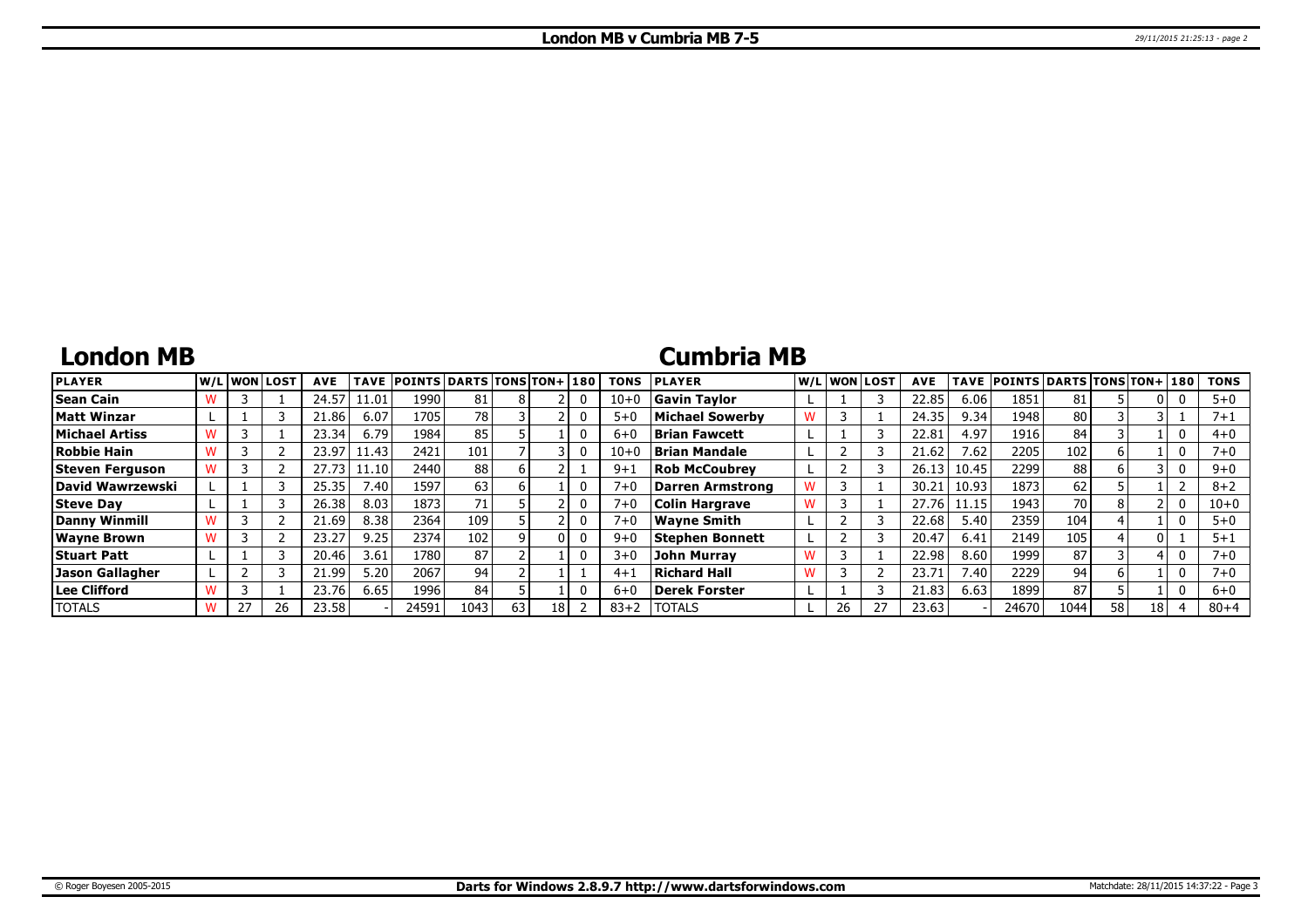# London MB v Cumbria MB 7-5

## London MB

| PLAYER | W/L | WON | LOST | AVE | TAVE | POINTS | DARTS | TONS | TON+ | 180 | TONS |
|---|---|---|---|---|---|---|---|---|---|---|---|
| Sean Cain | W | 3 | 1 | 24.57 | 11.01 | 1990 | 81 | 8 | 2 | 0 | 10+0 |
| Matt Winzar | L | 1 | 3 | 21.86 | 6.07 | 1705 | 78 | 3 | 2 | 0 | 5+0 |
| Michael Artiss | W | 3 | 1 | 23.34 | 6.79 | 1984 | 85 | 5 | 1 | 0 | 6+0 |
| Robbie Hain | W | 3 | 2 | 23.97 | 11.43 | 2421 | 101 | 7 | 3 | 0 | 10+0 |
| Steven Ferguson | W | 3 | 2 | 27.73 | 11.10 | 2440 | 88 | 6 | 2 | 1 | 9+1 |
| David Wawrzewski | L | 1 | 3 | 25.35 | 7.40 | 1597 | 63 | 6 | 1 | 0 | 7+0 |
| Steve Day | L | 1 | 3 | 26.38 | 8.03 | 1873 | 71 | 5 | 2 | 0 | 7+0 |
| Danny Winmill | W | 3 | 2 | 21.69 | 8.38 | 2364 | 109 | 5 | 2 | 0 | 7+0 |
| Wayne Brown | W | 3 | 2 | 23.27 | 9.25 | 2374 | 102 | 9 | 0 | 0 | 9+0 |
| Stuart Patt | L | 1 | 3 | 20.46 | 3.61 | 1780 | 87 | 2 | 1 | 0 | 3+0 |
| Jason Gallagher | L | 2 | 3 | 21.99 | 5.20 | 2067 | 94 | 2 | 1 | 1 | 4+1 |
| Lee Clifford | W | 3 | 1 | 23.76 | 6.65 | 1996 | 84 | 5 | 1 | 0 | 6+0 |
| TOTALS | W | 27 | 26 | 23.58 | - | 24591 | 1043 | 63 | 18 | 2 | 83+2 |

## Cumbria MB

| PLAYER | W/L | WON | LOST | AVE | TAVE | POINTS | DARTS | TONS | TON+ | 180 | TONS |
|---|---|---|---|---|---|---|---|---|---|---|---|
| Gavin Taylor | L | 1 | 3 | 22.85 | 6.06 | 1851 | 81 | 5 | 0 | 0 | 5+0 |
| Michael Sowerby | W | 3 | 1 | 24.35 | 9.34 | 1948 | 80 | 3 | 3 | 1 | 7+1 |
| Brian Fawcett | L | 1 | 3 | 22.81 | 4.97 | 1916 | 84 | 3 | 1 | 0 | 4+0 |
| Brian Mandale | L | 2 | 3 | 21.62 | 7.62 | 2205 | 102 | 6 | 1 | 0 | 7+0 |
| Rob McCoubrey | L | 2 | 3 | 26.13 | 10.45 | 2299 | 88 | 6 | 3 | 0 | 9+0 |
| Darren Armstrong | W | 3 | 1 | 30.21 | 10.93 | 1873 | 62 | 5 | 1 | 2 | 8+2 |
| Colin Hargrave | W | 3 | 1 | 27.76 | 11.15 | 1943 | 70 | 8 | 2 | 0 | 10+0 |
| Wayne Smith | L | 2 | 3 | 22.68 | 5.40 | 2359 | 104 | 4 | 1 | 0 | 5+0 |
| Stephen Bonnett | L | 2 | 3 | 20.47 | 6.41 | 2149 | 105 | 4 | 0 | 1 | 5+1 |
| John Murray | W | 3 | 1 | 22.98 | 8.60 | 1999 | 87 | 3 | 4 | 0 | 7+0 |
| Richard Hall | W | 3 | 2 | 23.71 | 7.40 | 2229 | 94 | 6 | 1 | 0 | 7+0 |
| Derek Forster | L | 1 | 3 | 21.83 | 6.63 | 1899 | 87 | 5 | 1 | 0 | 6+0 |
| TOTALS | L | 26 | 27 | 23.63 | - | 24670 | 1044 | 58 | 18 | 4 | 80+4 |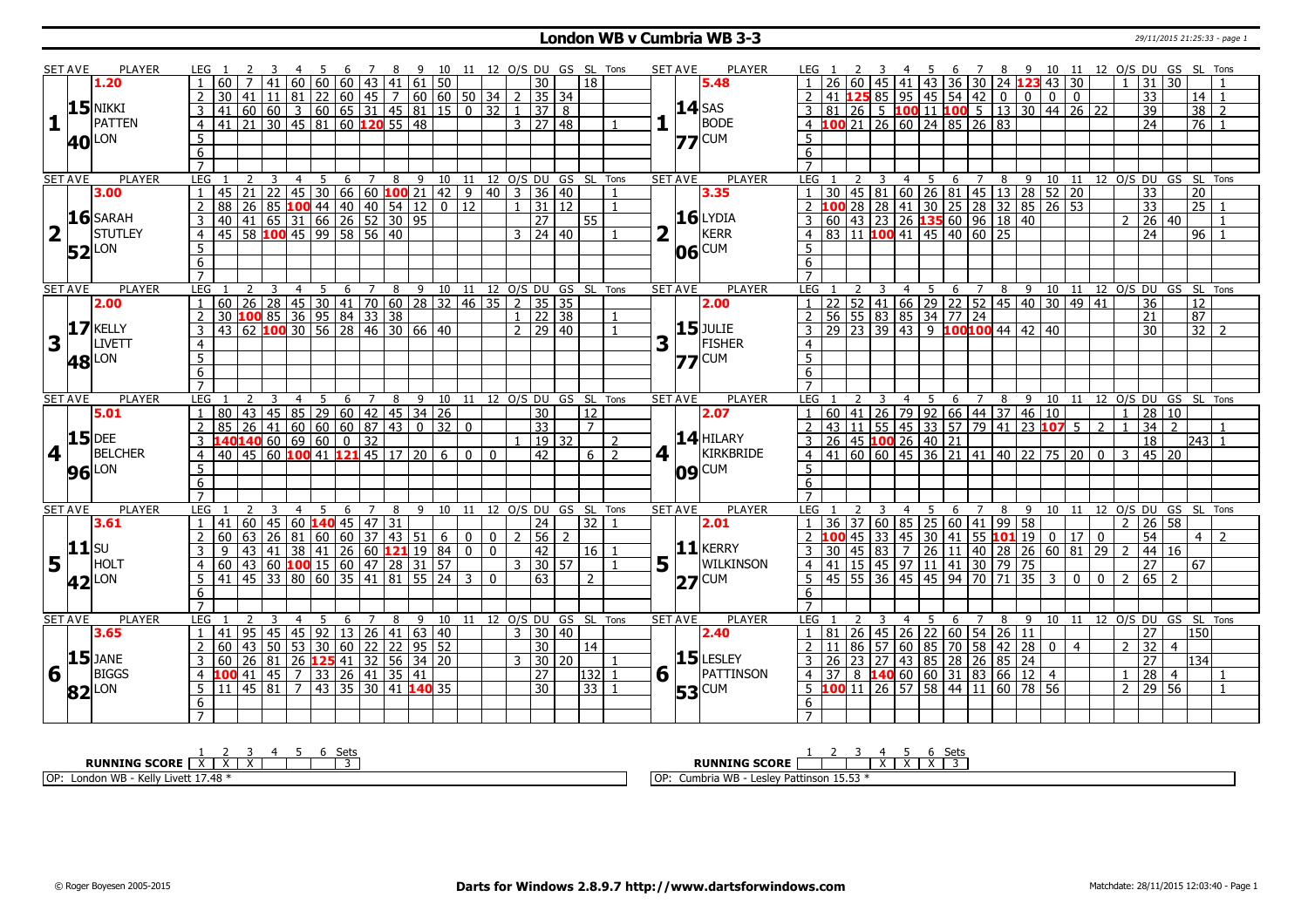# London WB v Cumbria WB 3-3

29/11/2015 21:25:33 - page 1

| SET AVE | PLAYER | LEG | 1 | 2 | 3 | 4 | 5 | 6 | 7 | 8 | 9 | 10 | 11 | 12 | O/S | DU | GS | SL | Tons | SET AVE | PLAYER | LEG | 1 | 2 | 3 | 4 | 5 | 6 | 7 | 8 | 9 | 10 | 11 | 12 | O/S | DU | GS | SL | Tons |
|---|---|---|---|---|---|---|---|---|---|---|---|---|---|---|---|---|---|---|---|---|---|---|---|---|---|---|---|---|---|---|---|---|---|---|---|---|---|---|---|
| 1.20 | | 1 | 60 | 7 | 41 | 60 | 60 | 60 | 43 | 41 | 61 | 50 | | | | 30 | | 18 | | 5.48 | | 1 | 26 | 60 | 45 | 41 | 43 | 36 | 30 | 24 | 123 | 43 | 30 | | 1 | 31 | 30 | | 1 |
| 15 | NIKKI | 2 | 30 | 41 | 11 | 81 | 22 | 60 | 45 | 7 | 60 | 60 | 50 | 34 | 2 | 35 | 34 | | | 14 | SAS | 2 | 41 | 125 | 85 | 95 | 45 | 54 | 42 | 0 | 0 | 0 | 0 | | | 33 | | 14 | 1 |
| 1 | PATTEN | 3 | 41 | 60 | 60 | 3 | 60 | 65 | 31 | 45 | 81 | 15 | 0 | 32 | 1 | 37 | 8 | | | 1 | BODE | 3 | 81 | 26 | 5 | 100 | 11 | 100 | 5 | 13 | 30 | 44 | 26 | 22 | | 39 | | 38 | 2 |
| 40 | LON | 4 | 41 | 21 | 30 | 45 | 81 | 60 | 120 | 55 | 48 | | | | 3 | 27 | 48 | | 1 | 77 | CUM | 4 | 100 | 21 | 26 | 60 | 24 | 85 | 26 | 83 | | | | | | 24 | | 76 | 1 |
| | | 5 | | | | | | | | | | | | | | | | | | | | 5 | | | | | | | | | | | | | | | | | |
| | | 6 | | | | | | | | | | | | | | | | | | | | 6 | | | | | | | | | | | | | | | | | |
| | | 7 | | | | | | | | | | | | | | | | | | | | 7 | | | | | | | | | | | | | | | | | |
| 3.00 | | 1 | 45 | 21 | 22 | 45 | 30 | 66 | 60 | 100 | 21 | 42 | 9 | 40 | 3 | 36 | 40 | | 1 | 3.35 | | 1 | 30 | 45 | 81 | 60 | 26 | 81 | 45 | 13 | 28 | 52 | 20 | | | 33 | | 20 | |
| 16 | SARAH | 2 | 88 | 26 | 85 | 100 | 44 | 40 | 40 | 54 | 12 | 0 | 12 | | 1 | 31 | 12 | | 1 | 16 | LYDIA | 2 | 100 | 28 | 28 | 41 | 30 | 25 | 28 | 32 | 85 | 26 | 53 | | | 33 | | 25 | 1 |
| 2 | STUTLEY | 3 | 40 | 41 | 65 | 31 | 66 | 26 | 52 | 30 | 95 | | | | | 27 | | 55 | | 2 | KERR | 3 | 60 | 43 | 23 | 26 | 135 | 60 | 96 | 18 | 40 | | | | 2 | 26 | 40 | | 1 |
| 52 | LON | 4 | 45 | 58 | 100 | 45 | 99 | 58 | 56 | 40 | | | | | 3 | 24 | 40 | | 1 | 06 | CUM | 4 | 83 | 11 | 100 | 41 | 45 | 40 | 60 | 25 | | | | | | 24 | | 96 | 1 |
| | | 5 | | | | | | | | | | | | | | | | | | | | 5 | | | | | | | | | | | | | | | | | |
| | | 6 | | | | | | | | | | | | | | | | | | | | 6 | | | | | | | | | | | | | | | | | |
| | | 7 | | | | | | | | | | | | | | | | | | | | 7 | | | | | | | | | | | | | | | | | |
| 2.00 | | 1 | 60 | 26 | 28 | 45 | 30 | 41 | 70 | 60 | 28 | 32 | 46 | 35 | 2 | 35 | 35 | | | 2.00 | | 1 | 22 | 52 | 41 | 66 | 29 | 22 | 52 | 45 | 40 | 30 | 49 | 41 | | 36 | | 12 | |
| 17 | KELLY | 2 | 30 | 100 | 85 | 36 | 95 | 84 | 33 | 38 | | | | | 1 | 22 | 38 | | 1 | 15 | JULIE | 2 | 56 | 55 | 83 | 85 | 34 | 77 | 24 | | | | | | | 21 | | 87 | |
| 3 | LIVETT | 3 | 43 | 62 | 100 | 30 | 56 | 28 | 46 | 30 | 66 | 40 | | | 2 | 29 | 40 | | 1 | 3 | FISHER | 3 | 29 | 23 | 39 | 43 | 9 | 100 | 100 | 44 | 42 | 40 | | | | 30 | | 32 | 2 |
| 48 | LON | 4 | | | | | | | | | | | | | | | | | | 77 | CUM | 4 | | | | | | | | | | | | | | | | | |
| | | 5 | | | | | | | | | | | | | | | | | | | | 5 | | | | | | | | | | | | | | | | | |
| | | 6 | | | | | | | | | | | | | | | | | | | | 6 | | | | | | | | | | | | | | | | | |
| | | 7 | | | | | | | | | | | | | | | | | | | | 7 | | | | | | | | | | | | | | | | | |
| 5.01 | | 1 | 80 | 43 | 45 | 85 | 29 | 60 | 42 | 45 | 34 | 26 | | | | 30 | | 12 | | 2.07 | | 1 | 60 | 41 | 26 | 79 | 92 | 66 | 44 | 37 | 46 | 10 | | | 1 | 28 | 10 | | |
| 15 | DEE | 2 | 85 | 26 | 41 | 60 | 60 | 60 | 87 | 43 | 0 | 32 | 0 | | | 33 | | 7 | | 14 | HILARY | 2 | 43 | 11 | 55 | 45 | 33 | 57 | 79 | 41 | 23 | 107 | 5 | 2 | 1 | 34 | 2 | | 1 |
| 4 | BELCHER | 3 | 140 | 140 | 60 | 69 | 60 | 0 | 32 | | | | | | 1 | 19 | 32 | | 2 | 4 | KIRKBRIDE | 3 | 26 | 45 | 100 | 26 | 40 | 21 | | | | | | | | 18 | | 243 | 1 |
| 96 | LON | 4 | 40 | 45 | 60 | 100 | 41 | 121 | 45 | 17 | 20 | 6 | 0 | 0 | | 42 | | 6 | 2 | 09 | CUM | 4 | 41 | 60 | 60 | 45 | 36 | 21 | 41 | 40 | 22 | 75 | 20 | 0 | 3 | 45 | 20 | | |
| | | 5 | | | | | | | | | | | | | | | | | | | | 5 | | | | | | | | | | | | | | | | | |
| | | 6 | | | | | | | | | | | | | | | | | | | | 6 | | | | | | | | | | | | | | | | | |
| | | 7 | | | | | | | | | | | | | | | | | | | | 7 | | | | | | | | | | | | | | | | | |
| 3.61 | | 1 | 41 | 60 | 45 | 60 | 140 | 45 | 47 | 31 | | | | | | 24 | | 32 | 1 | 2.01 | | 1 | 36 | 37 | 60 | 85 | 25 | 60 | 41 | 99 | 58 | | | | 2 | 26 | 58 | | |
| 11 | SU | 2 | 60 | 63 | 26 | 81 | 60 | 60 | 37 | 43 | 51 | 6 | 0 | 0 | 2 | 56 | 2 | | | 11 | KERRY | 2 | 100 | 45 | 33 | 45 | 30 | 41 | 55 | 101 | 19 | 0 | 17 | 0 | | 54 | | 4 | 2 |
| 5 | HOLT | 3 | 9 | 43 | 41 | 38 | 41 | 26 | 60 | 121 | 19 | 84 | 0 | 0 | | 42 | | 16 | 1 | 5 | WILKINSON | 3 | 30 | 45 | 83 | 7 | 26 | 11 | 40 | 28 | 26 | 60 | 81 | 29 | 2 | 44 | 16 | | |
| 42 | LON | 4 | 60 | 43 | 60 | 100 | 15 | 60 | 47 | 28 | 31 | 57 | | | 3 | 30 | 57 | | 1 | 27 | CUM | 4 | 41 | 15 | 45 | 97 | 11 | 41 | 30 | 79 | 75 | | | | | 27 | | 67 | |
| | | 5 | 41 | 45 | 33 | 80 | 60 | 35 | 41 | 81 | 55 | 24 | 3 | 0 | | 63 | | 2 | | | | 5 | 45 | 55 | 36 | 45 | 45 | 94 | 70 | 71 | 35 | 3 | 0 | 0 | 2 | 65 | 2 | | |
| | | 6 | | | | | | | | | | | | | | | | | | | | 6 | | | | | | | | | | | | | | | | | |
| | | 7 | | | | | | | | | | | | | | | | | | | | 7 | | | | | | | | | | | | | | | | | |
| 3.65 | | 1 | 41 | 95 | 45 | 45 | 92 | 13 | 26 | 41 | 63 | 40 | | | 3 | 30 | 40 | | | 2.40 | | 1 | 81 | 26 | 45 | 26 | 22 | 60 | 54 | 26 | 11 | | | | | 27 | | 150 | |
| 15 | JANE | 2 | 60 | 43 | 50 | 53 | 30 | 60 | 22 | 22 | 95 | 52 | | | | 30 | | 14 | | 15 | LESLEY | 2 | 11 | 86 | 57 | 60 | 85 | 70 | 58 | 42 | 28 | 0 | 4 | | 2 | 32 | 4 | | |
| 6 | BIGGS | 3 | 60 | 26 | 81 | 26 | 125 | 41 | 32 | 56 | 34 | 20 | | | 3 | 30 | 20 | | 1 | 6 | PATTINSON | 3 | 26 | 23 | 27 | 43 | 85 | 28 | 26 | 85 | 24 | | | | | 27 | | 134 | |
| 82 | LON | 4 | 100 | 41 | 45 | 7 | 33 | 26 | 41 | 35 | 41 | | | | | 27 | | 132 | 1 | 53 | CUM | 4 | 37 | 8 | 140 | 60 | 60 | 31 | 83 | 66 | 12 | 4 | | | 1 | 28 | 4 | | 1 |
| | | 5 | 11 | 45 | 81 | 7 | 43 | 35 | 30 | 41 | 140 | 35 | | | | 30 | | 33 | 1 | | | 5 | 100 | 11 | 26 | 57 | 58 | 44 | 11 | 60 | 78 | 56 | | | 2 | 29 | 56 | | 1 |
| | | 6 | | | | | | | | | | | | | | | | | | | | 6 | | | | | | | | | | | | | | | | | |
| | | 7 | | | | | | | | | | | | | | | | | | | | 7 | | | | | | | | | | | | | | | | | |

| RUNNING SCORE | 1 | 2 | 3 | 4 | 5 | 6 | Sets |
|---|---|---|---|---|---|---|---|
| London WB | X | X | X | | | | 3 |
| Cumbria WB | | | | X | X | X | 3 |

OP: London WB - Kelly Livett 17.48 *

OP: Cumbria WB - Lesley Pattinson 15.53 *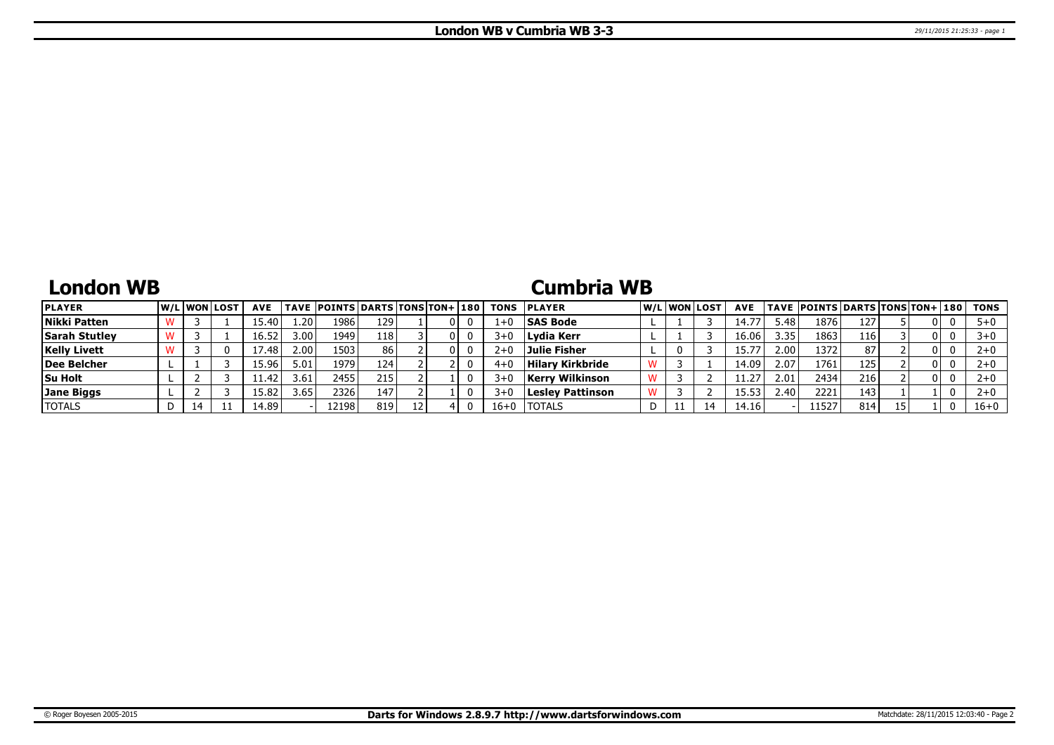# London WB v Cumbria WB 3-3

## London WB

| PLAYER | W/L | WON | LOST | AVE | TAVE | POINTS | DARTS | TONS | TON+ | 180 | TONS |
|---|---|---|---|---|---|---|---|---|---|---|---|
| Nikki Patten | W | 3 | 1 | 15.40 | 1.20 | 1986 | 129 | 1 | 0 | 0 | 1+0 |
| Sarah Stutley | W | 3 | 1 | 16.52 | 3.00 | 1949 | 118 | 3 | 0 | 0 | 3+0 |
| Kelly Livett | W | 3 | 0 | 17.48 | 2.00 | 1503 | 86 | 2 | 0 | 0 | 2+0 |
| Dee Belcher | L | 1 | 3 | 15.96 | 5.01 | 1979 | 124 | 2 | 2 | 0 | 4+0 |
| Su Holt | L | 2 | 3 | 11.42 | 3.61 | 2455 | 215 | 2 | 1 | 0 | 3+0 |
| Jane Biggs | L | 2 | 3 | 15.82 | 3.65 | 2326 | 147 | 2 | 1 | 0 | 3+0 |
| TOTALS | D | 14 | 11 | 14.89 | - | 12198 | 819 | 12 | 4 | 0 | 16+0 |

## Cumbria WB

| PLAYER | W/L | WON | LOST | AVE | TAVE | POINTS | DARTS | TONS | TON+ | 180 | TONS |
|---|---|---|---|---|---|---|---|---|---|---|---|
| SAS Bode | L | 1 | 3 | 14.77 | 5.48 | 1876 | 127 | 5 | 0 | 0 | 5+0 |
| Lydia Kerr | L | 1 | 3 | 16.06 | 3.35 | 1863 | 116 | 3 | 0 | 0 | 3+0 |
| Julie Fisher | L | 0 | 3 | 15.77 | 2.00 | 1372 | 87 | 2 | 0 | 0 | 2+0 |
| Hilary Kirkbride | W | 3 | 1 | 14.09 | 2.07 | 1761 | 125 | 2 | 0 | 0 | 2+0 |
| Kerry Wilkinson | W | 3 | 2 | 11.27 | 2.01 | 2434 | 216 | 2 | 0 | 0 | 2+0 |
| Lesley Pattinson | W | 3 | 2 | 15.53 | 2.40 | 2221 | 143 | 1 | 1 | 0 | 2+0 |
| TOTALS | D | 11 | 14 | 14.16 | - | 11527 | 814 | 15 | 1 | 0 | 16+0 |